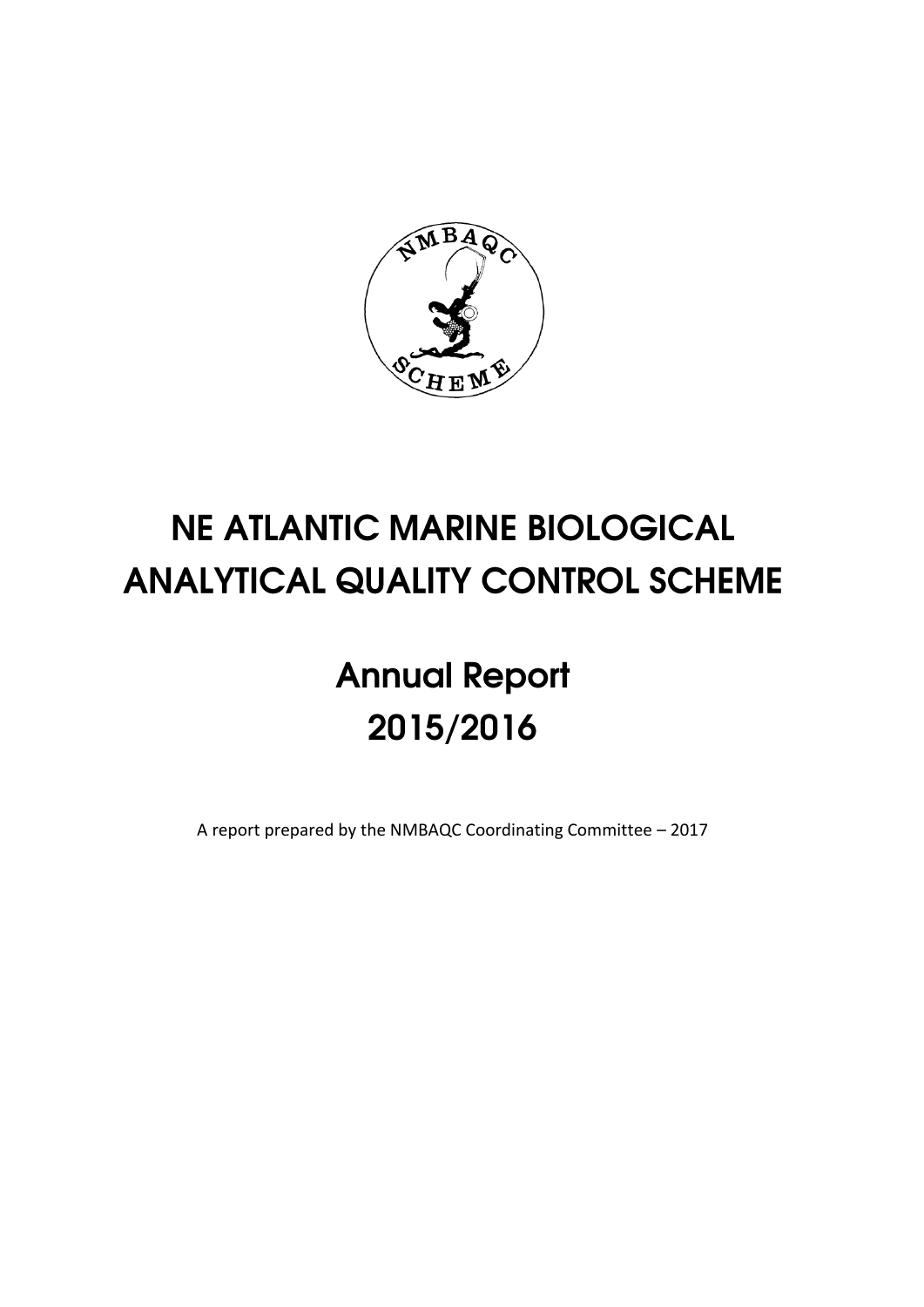# NE ATLANTIC MARINE BIOLOGICAL ANALYTICAL QUALITY CONTROL SCHEME

## Annual Report 2015/2016

A report prepared by the NMBAQC Coordinating Committee – 2017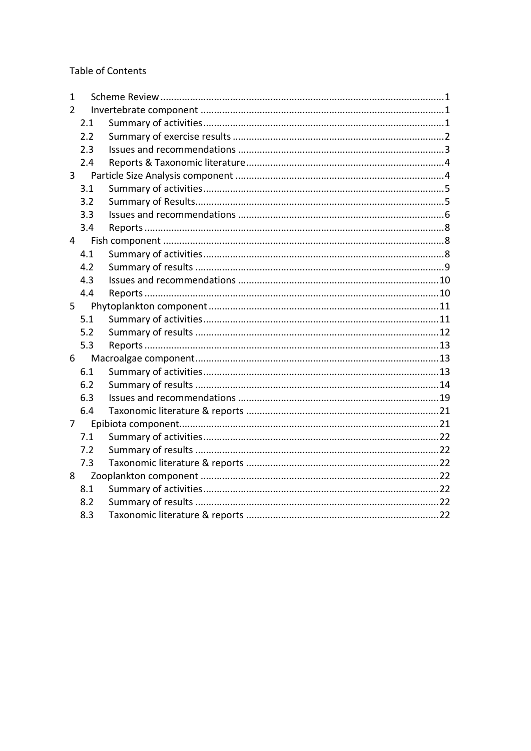Table of Contents

| | | |
|---|---|---|
| 1 | Scheme Review | 1 |
| 2 | Invertebrate component | 1 |
| 2.1 | Summary of activities | 1 |
| 2.2 | Summary of exercise results | 2 |
| 2.3 | Issues and recommendations | 3 |
| 2.4 | Reports & Taxonomic literature | 4 |
| 3 | Particle Size Analysis component | 4 |
| 3.1 | Summary of activities | 5 |
| 3.2 | Summary of Results | 5 |
| 3.3 | Issues and recommendations | 6 |
| 3.4 | Reports | 8 |
| 4 | Fish component | 8 |
| 4.1 | Summary of activities | 8 |
| 4.2 | Summary of results | 9 |
| 4.3 | Issues and recommendations | 10 |
| 4.4 | Reports | 10 |
| 5 | Phytoplankton component | 11 |
| 5.1 | Summary of activities | 11 |
| 5.2 | Summary of results | 12 |
| 5.3 | Reports | 13 |
| 6 | Macroalgae component | 13 |
| 6.1 | Summary of activities | 13 |
| 6.2 | Summary of results | 14 |
| 6.3 | Issues and recommendations | 19 |
| 6.4 | Taxonomic literature & reports | 21 |
| 7 | Epibiota component | 21 |
| 7.1 | Summary of activities | 22 |
| 7.2 | Summary of results | 22 |
| 7.3 | Taxonomic literature & reports | 22 |
| 8 | Zooplankton component | 22 |
| 8.1 | Summary of activities | 22 |
| 8.2 | Summary of results | 22 |
| 8.3 | Taxonomic literature & reports | 22 |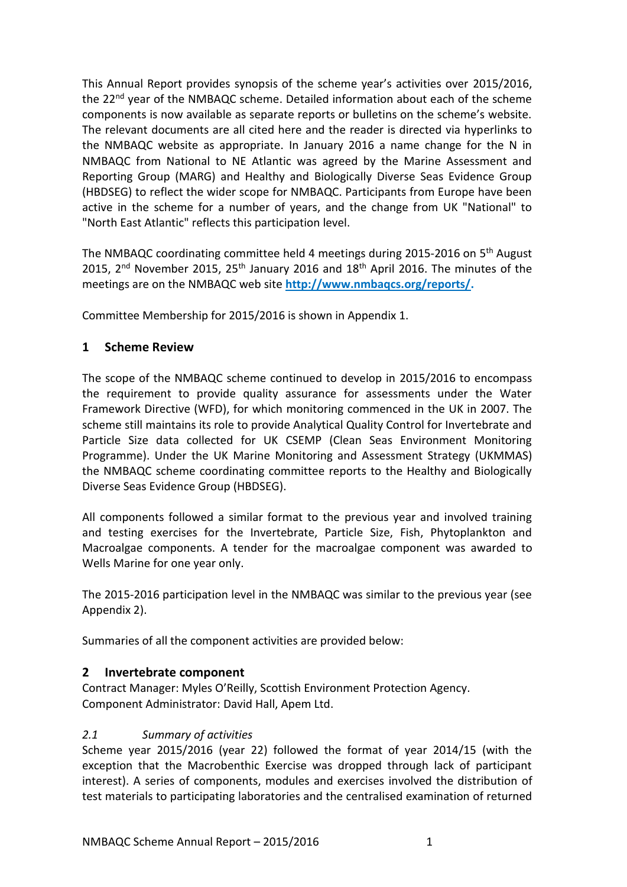This Annual Report provides synopsis of the scheme year's activities over 2015/2016, the 22nd year of the NMBAQC scheme. Detailed information about each of the scheme components is now available as separate reports or bulletins on the scheme's website. The relevant documents are all cited here and the reader is directed via hyperlinks to the NMBAQC website as appropriate. In January 2016 a name change for the N in NMBAQC from National to NE Atlantic was agreed by the Marine Assessment and Reporting Group (MARG) and Healthy and Biologically Diverse Seas Evidence Group (HBDSEG) to reflect the wider scope for NMBAQC. Participants from Europe have been active in the scheme for a number of years, and the change from UK "National" to "North East Atlantic" reflects this participation level.

The NMBAQC coordinating committee held 4 meetings during 2015-2016 on 5th August 2015, 2nd November 2015, 25th January 2016 and 18th April 2016. The minutes of the meetings are on the NMBAQC web site **http://www.nmbaqcs.org/reports/.**

Committee Membership for 2015/2016 is shown in Appendix 1.

## 1 Scheme Review

The scope of the NMBAQC scheme continued to develop in 2015/2016 to encompass the requirement to provide quality assurance for assessments under the Water Framework Directive (WFD), for which monitoring commenced in the UK in 2007. The scheme still maintains its role to provide Analytical Quality Control for Invertebrate and Particle Size data collected for UK CSEMP (Clean Seas Environment Monitoring Programme). Under the UK Marine Monitoring and Assessment Strategy (UKMMAS) the NMBAQC scheme coordinating committee reports to the Healthy and Biologically Diverse Seas Evidence Group (HBDSEG).

All components followed a similar format to the previous year and involved training and testing exercises for the Invertebrate, Particle Size, Fish, Phytoplankton and Macroalgae components. A tender for the macroalgae component was awarded to Wells Marine for one year only.

The 2015-2016 participation level in the NMBAQC was similar to the previous year (see Appendix 2).

Summaries of all the component activities are provided below:

## 2 Invertebrate component

Contract Manager: Myles O'Reilly, Scottish Environment Protection Agency.
Component Administrator: David Hall, Apem Ltd.

### *2.1 Summary of activities*

Scheme year 2015/2016 (year 22) followed the format of year 2014/15 (with the exception that the Macrobenthic Exercise was dropped through lack of participant interest). A series of components, modules and exercises involved the distribution of test materials to participating laboratories and the centralised examination of returned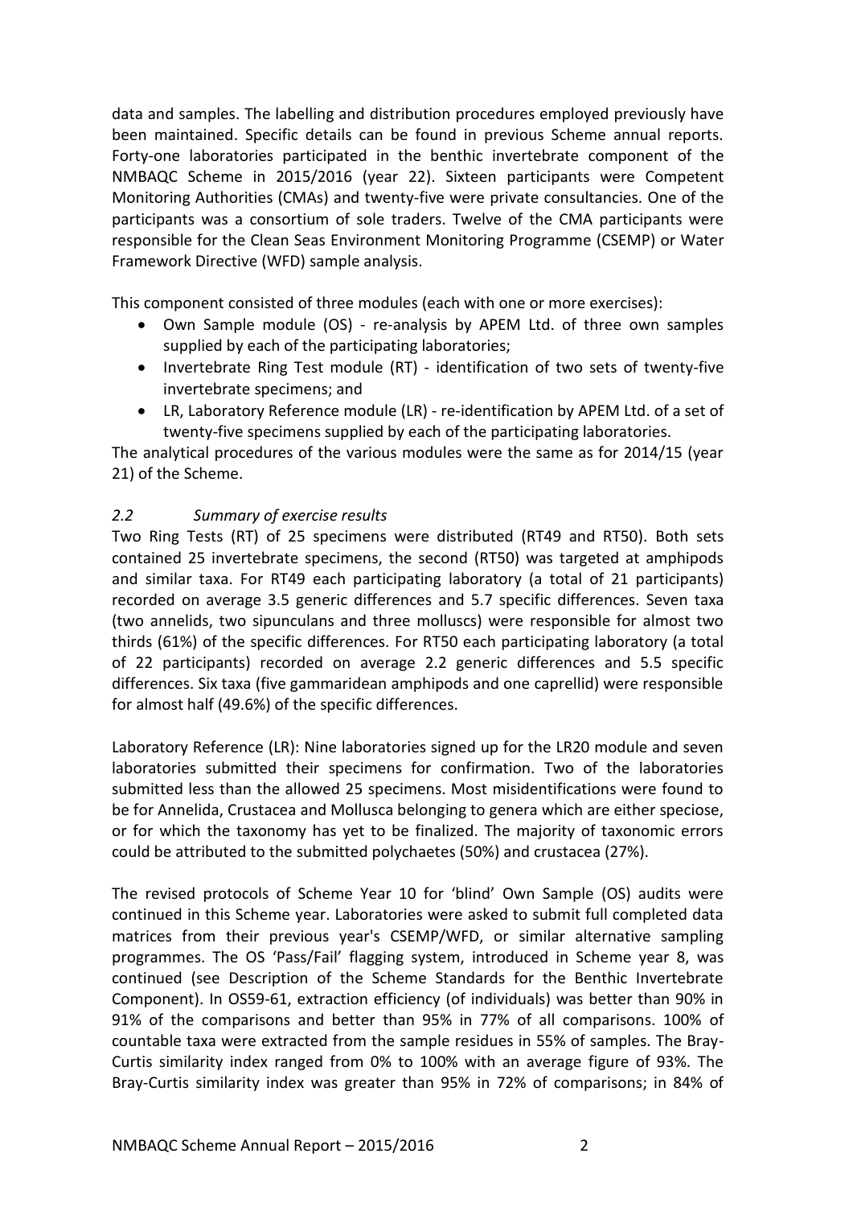data and samples. The labelling and distribution procedures employed previously have been maintained. Specific details can be found in previous Scheme annual reports. Forty-one laboratories participated in the benthic invertebrate component of the NMBAQC Scheme in 2015/2016 (year 22). Sixteen participants were Competent Monitoring Authorities (CMAs) and twenty-five were private consultancies. One of the participants was a consortium of sole traders. Twelve of the CMA participants were responsible for the Clean Seas Environment Monitoring Programme (CSEMP) or Water Framework Directive (WFD) sample analysis.

This component consisted of three modules (each with one or more exercises):

- Own Sample module (OS) - re-analysis by APEM Ltd. of three own samples supplied by each of the participating laboratories;
- Invertebrate Ring Test module (RT) - identification of two sets of twenty-five invertebrate specimens; and
- LR, Laboratory Reference module (LR) - re-identification by APEM Ltd. of a set of twenty-five specimens supplied by each of the participating laboratories.

The analytical procedures of the various modules were the same as for 2014/15 (year 21) of the Scheme.

### *2.2 Summary of exercise results*

Two Ring Tests (RT) of 25 specimens were distributed (RT49 and RT50). Both sets contained 25 invertebrate specimens, the second (RT50) was targeted at amphipods and similar taxa. For RT49 each participating laboratory (a total of 21 participants) recorded on average 3.5 generic differences and 5.7 specific differences. Seven taxa (two annelids, two sipunculans and three molluscs) were responsible for almost two thirds (61%) of the specific differences. For RT50 each participating laboratory (a total of 22 participants) recorded on average 2.2 generic differences and 5.5 specific differences. Six taxa (five gammaridean amphipods and one caprellid) were responsible for almost half (49.6%) of the specific differences.

Laboratory Reference (LR): Nine laboratories signed up for the LR20 module and seven laboratories submitted their specimens for confirmation. Two of the laboratories submitted less than the allowed 25 specimens. Most misidentifications were found to be for Annelida, Crustacea and Mollusca belonging to genera which are either speciose, or for which the taxonomy has yet to be finalized. The majority of taxonomic errors could be attributed to the submitted polychaetes (50%) and crustacea (27%).

The revised protocols of Scheme Year 10 for 'blind' Own Sample (OS) audits were continued in this Scheme year. Laboratories were asked to submit full completed data matrices from their previous year's CSEMP/WFD, or similar alternative sampling programmes. The OS 'Pass/Fail' flagging system, introduced in Scheme year 8, was continued (see Description of the Scheme Standards for the Benthic Invertebrate Component). In OS59-61, extraction efficiency (of individuals) was better than 90% in 91% of the comparisons and better than 95% in 77% of all comparisons. 100% of countable taxa were extracted from the sample residues in 55% of samples. The Bray-Curtis similarity index ranged from 0% to 100% with an average figure of 93%. The Bray-Curtis similarity index was greater than 95% in 72% of comparisons; in 84% of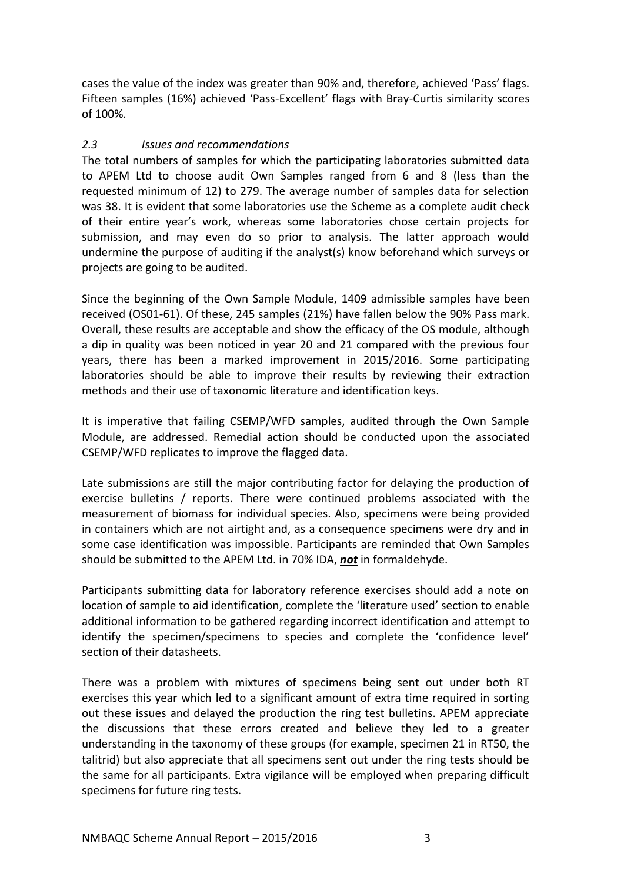cases the value of the index was greater than 90% and, therefore, achieved 'Pass' flags. Fifteen samples (16%) achieved 'Pass-Excellent' flags with Bray-Curtis similarity scores of 100%.

### *2.3 Issues and recommendations*

The total numbers of samples for which the participating laboratories submitted data to APEM Ltd to choose audit Own Samples ranged from 6 and 8 (less than the requested minimum of 12) to 279. The average number of samples data for selection was 38. It is evident that some laboratories use the Scheme as a complete audit check of their entire year's work, whereas some laboratories chose certain projects for submission, and may even do so prior to analysis. The latter approach would undermine the purpose of auditing if the analyst(s) know beforehand which surveys or projects are going to be audited.

Since the beginning of the Own Sample Module, 1409 admissible samples have been received (OS01-61). Of these, 245 samples (21%) have fallen below the 90% Pass mark. Overall, these results are acceptable and show the efficacy of the OS module, although a dip in quality was been noticed in year 20 and 21 compared with the previous four years, there has been a marked improvement in 2015/2016. Some participating laboratories should be able to improve their results by reviewing their extraction methods and their use of taxonomic literature and identification keys.

It is imperative that failing CSEMP/WFD samples, audited through the Own Sample Module, are addressed. Remedial action should be conducted upon the associated CSEMP/WFD replicates to improve the flagged data.

Late submissions are still the major contributing factor for delaying the production of exercise bulletins / reports. There were continued problems associated with the measurement of biomass for individual species. Also, specimens were being provided in containers which are not airtight and, as a consequence specimens were dry and in some case identification was impossible. Participants are reminded that Own Samples should be submitted to the APEM Ltd. in 70% IDA, ***not*** in formaldehyde.

Participants submitting data for laboratory reference exercises should add a note on location of sample to aid identification, complete the 'literature used' section to enable additional information to be gathered regarding incorrect identification and attempt to identify the specimen/specimens to species and complete the 'confidence level' section of their datasheets.

There was a problem with mixtures of specimens being sent out under both RT exercises this year which led to a significant amount of extra time required in sorting out these issues and delayed the production the ring test bulletins. APEM appreciate the discussions that these errors created and believe they led to a greater understanding in the taxonomy of these groups (for example, specimen 21 in RT50, the talitrid) but also appreciate that all specimens sent out under the ring tests should be the same for all participants. Extra vigilance will be employed when preparing difficult specimens for future ring tests.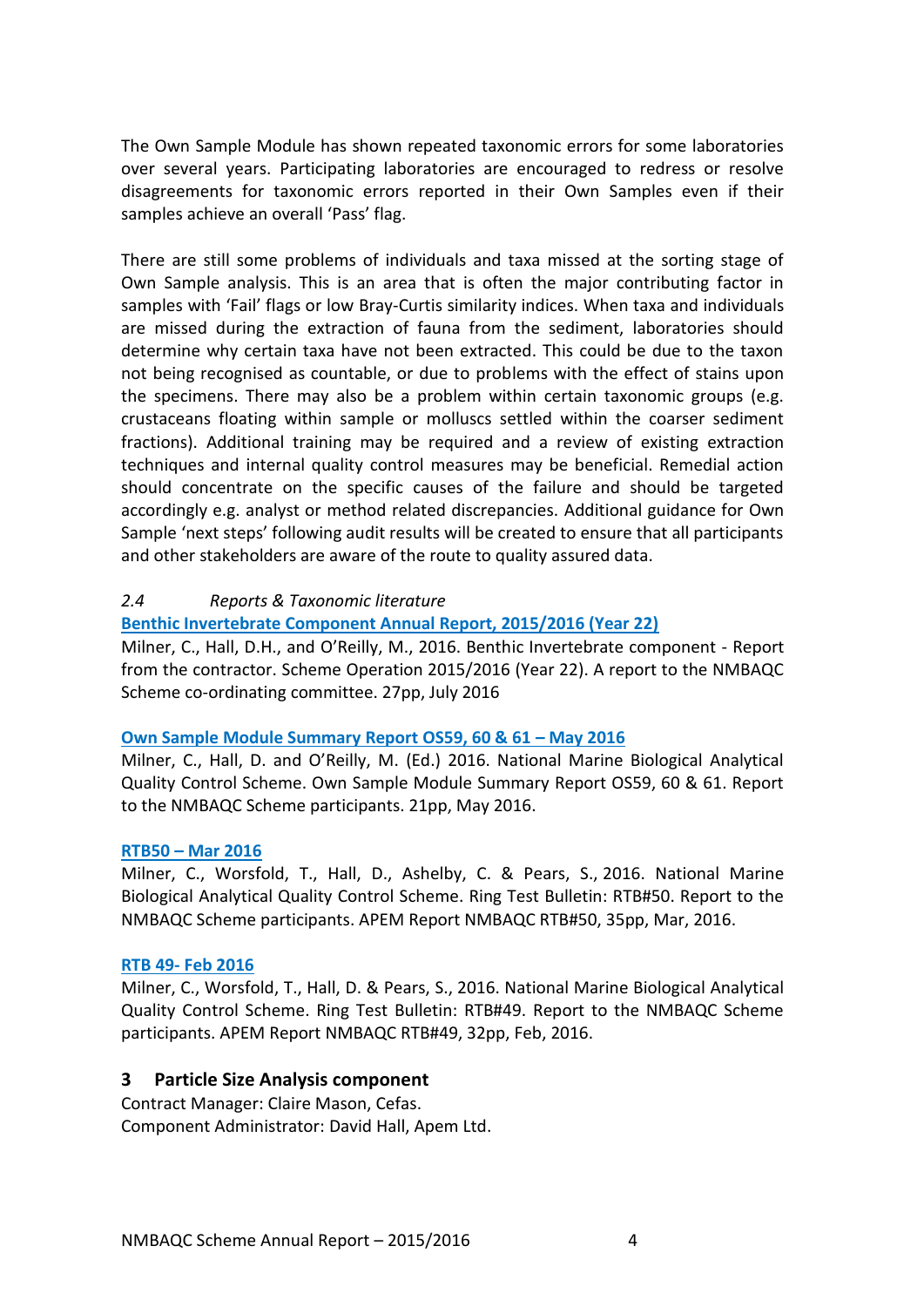The Own Sample Module has shown repeated taxonomic errors for some laboratories over several years. Participating laboratories are encouraged to redress or resolve disagreements for taxonomic errors reported in their Own Samples even if their samples achieve an overall 'Pass' flag.

There are still some problems of individuals and taxa missed at the sorting stage of Own Sample analysis. This is an area that is often the major contributing factor in samples with 'Fail' flags or low Bray-Curtis similarity indices. When taxa and individuals are missed during the extraction of fauna from the sediment, laboratories should determine why certain taxa have not been extracted. This could be due to the taxon not being recognised as countable, or due to problems with the effect of stains upon the specimens. There may also be a problem within certain taxonomic groups (e.g. crustaceans floating within sample or molluscs settled within the coarser sediment fractions). Additional training may be required and a review of existing extraction techniques and internal quality control measures may be beneficial. Remedial action should concentrate on the specific causes of the failure and should be targeted accordingly e.g. analyst or method related discrepancies. Additional guidance for Own Sample 'next steps' following audit results will be created to ensure that all participants and other stakeholders are aware of the route to quality assured data.

### *2.4 Reports & Taxonomic literature*

**Benthic Invertebrate Component Annual Report, 2015/2016 (Year 22)**

Milner, C., Hall, D.H., and O'Reilly, M., 2016. Benthic Invertebrate component - Report from the contractor. Scheme Operation 2015/2016 (Year 22). A report to the NMBAQC Scheme co-ordinating committee. 27pp, July 2016

**Own Sample Module Summary Report OS59, 60 & 61 – May 2016**

Milner, C., Hall, D. and O'Reilly, M. (Ed.) 2016. National Marine Biological Analytical Quality Control Scheme. Own Sample Module Summary Report OS59, 60 & 61. Report to the NMBAQC Scheme participants. 21pp, May 2016.

**RTB50 – Mar 2016**

Milner, C., Worsfold, T., Hall, D., Ashelby, C. & Pears, S., 2016. National Marine Biological Analytical Quality Control Scheme. Ring Test Bulletin: RTB#50. Report to the NMBAQC Scheme participants. APEM Report NMBAQC RTB#50, 35pp, Mar, 2016.

**RTB 49- Feb 2016**

Milner, C., Worsfold, T., Hall, D. & Pears, S., 2016. National Marine Biological Analytical Quality Control Scheme. Ring Test Bulletin: RTB#49. Report to the NMBAQC Scheme participants. APEM Report NMBAQC RTB#49, 32pp, Feb, 2016.

## 3 Particle Size Analysis component

Contract Manager: Claire Mason, Cefas.
Component Administrator: David Hall, Apem Ltd.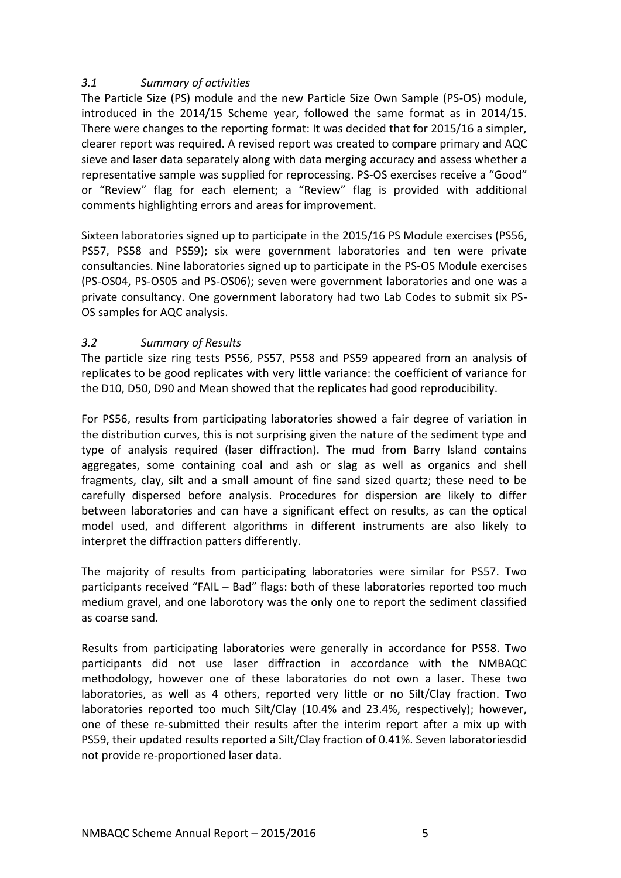### *3.1 Summary of activities*

The Particle Size (PS) module and the new Particle Size Own Sample (PS-OS) module, introduced in the 2014/15 Scheme year, followed the same format as in 2014/15. There were changes to the reporting format: It was decided that for 2015/16 a simpler, clearer report was required. A revised report was created to compare primary and AQC sieve and laser data separately along with data merging accuracy and assess whether a representative sample was supplied for reprocessing. PS-OS exercises receive a "Good" or "Review" flag for each element; a "Review" flag is provided with additional comments highlighting errors and areas for improvement.

Sixteen laboratories signed up to participate in the 2015/16 PS Module exercises (PS56, PS57, PS58 and PS59); six were government laboratories and ten were private consultancies. Nine laboratories signed up to participate in the PS-OS Module exercises (PS-OS04, PS-OS05 and PS-OS06); seven were government laboratories and one was a private consultancy. One government laboratory had two Lab Codes to submit six PS-OS samples for AQC analysis.

### *3.2 Summary of Results*

The particle size ring tests PS56, PS57, PS58 and PS59 appeared from an analysis of replicates to be good replicates with very little variance: the coefficient of variance for the D10, D50, D90 and Mean showed that the replicates had good reproducibility.

For PS56, results from participating laboratories showed a fair degree of variation in the distribution curves, this is not surprising given the nature of the sediment type and type of analysis required (laser diffraction). The mud from Barry Island contains aggregates, some containing coal and ash or slag as well as organics and shell fragments, clay, silt and a small amount of fine sand sized quartz; these need to be carefully dispersed before analysis. Procedures for dispersion are likely to differ between laboratories and can have a significant effect on results, as can the optical model used, and different algorithms in different instruments are also likely to interpret the diffraction patters differently.

The majority of results from participating laboratories were similar for PS57. Two participants received "FAIL – Bad" flags: both of these laboratories reported too much medium gravel, and one laborotory was the only one to report the sediment classified as coarse sand.

Results from participating laboratories were generally in accordance for PS58. Two participants did not use laser diffraction in accordance with the NMBAQC methodology, however one of these laboratories do not own a laser. These two laboratories, as well as 4 others, reported very little or no Silt/Clay fraction. Two laboratories reported too much Silt/Clay (10.4% and 23.4%, respectively); however, one of these re-submitted their results after the interim report after a mix up with PS59, their updated results reported a Silt/Clay fraction of 0.41%. Seven laboratoriesdid not provide re-proportioned laser data.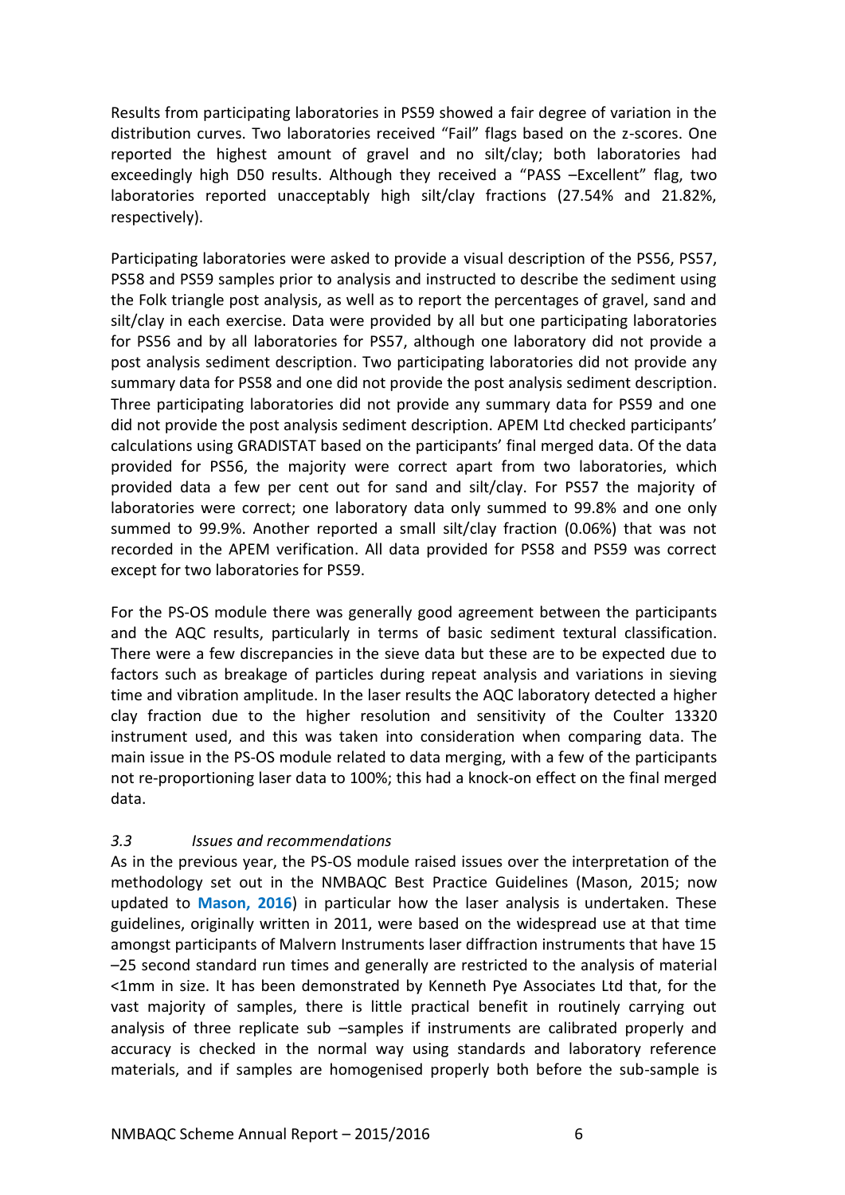Results from participating laboratories in PS59 showed a fair degree of variation in the distribution curves. Two laboratories received "Fail" flags based on the z-scores. One reported the highest amount of gravel and no silt/clay; both laboratories had exceedingly high D50 results. Although they received a "PASS –Excellent" flag, two laboratories reported unacceptably high silt/clay fractions (27.54% and 21.82%, respectively).

Participating laboratories were asked to provide a visual description of the PS56, PS57, PS58 and PS59 samples prior to analysis and instructed to describe the sediment using the Folk triangle post analysis, as well as to report the percentages of gravel, sand and silt/clay in each exercise. Data were provided by all but one participating laboratories for PS56 and by all laboratories for PS57, although one laboratory did not provide a post analysis sediment description. Two participating laboratories did not provide any summary data for PS58 and one did not provide the post analysis sediment description. Three participating laboratories did not provide any summary data for PS59 and one did not provide the post analysis sediment description. APEM Ltd checked participants' calculations using GRADISTAT based on the participants' final merged data. Of the data provided for PS56, the majority were correct apart from two laboratories, which provided data a few per cent out for sand and silt/clay. For PS57 the majority of laboratories were correct; one laboratory data only summed to 99.8% and one only summed to 99.9%. Another reported a small silt/clay fraction (0.06%) that was not recorded in the APEM verification. All data provided for PS58 and PS59 was correct except for two laboratories for PS59.

For the PS-OS module there was generally good agreement between the participants and the AQC results, particularly in terms of basic sediment textural classification. There were a few discrepancies in the sieve data but these are to be expected due to factors such as breakage of particles during repeat analysis and variations in sieving time and vibration amplitude. In the laser results the AQC laboratory detected a higher clay fraction due to the higher resolution and sensitivity of the Coulter 13320 instrument used, and this was taken into consideration when comparing data. The main issue in the PS-OS module related to data merging, with a few of the participants not re-proportioning laser data to 100%; this had a knock-on effect on the final merged data.

### *3.3 Issues and recommendations*

As in the previous year, the PS-OS module raised issues over the interpretation of the methodology set out in the NMBAQC Best Practice Guidelines (Mason, 2015; now updated to **Mason, 2016**) in particular how the laser analysis is undertaken. These guidelines, originally written in 2011, were based on the widespread use at that time amongst participants of Malvern Instruments laser diffraction instruments that have 15 –25 second standard run times and generally are restricted to the analysis of material <1mm in size. It has been demonstrated by Kenneth Pye Associates Ltd that, for the vast majority of samples, there is little practical benefit in routinely carrying out analysis of three replicate sub –samples if instruments are calibrated properly and accuracy is checked in the normal way using standards and laboratory reference materials, and if samples are homogenised properly both before the sub-sample is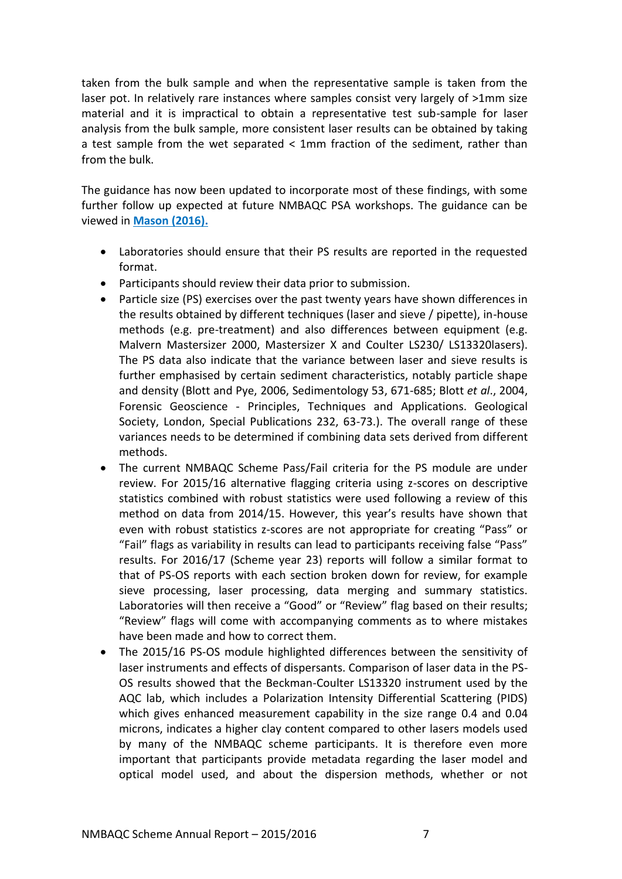taken from the bulk sample and when the representative sample is taken from the laser pot. In relatively rare instances where samples consist very largely of >1mm size material and it is impractical to obtain a representative test sub-sample for laser analysis from the bulk sample, more consistent laser results can be obtained by taking a test sample from the wet separated < 1mm fraction of the sediment, rather than from the bulk.

The guidance has now been updated to incorporate most of these findings, with some further follow up expected at future NMBAQC PSA workshops. The guidance can be viewed in **Mason (2016).**

- Laboratories should ensure that their PS results are reported in the requested format.
- Participants should review their data prior to submission.
- Particle size (PS) exercises over the past twenty years have shown differences in the results obtained by different techniques (laser and sieve / pipette), in-house methods (e.g. pre-treatment) and also differences between equipment (e.g. Malvern Mastersizer 2000, Mastersizer X and Coulter LS230/ LS13320lasers). The PS data also indicate that the variance between laser and sieve results is further emphasised by certain sediment characteristics, notably particle shape and density (Blott and Pye, 2006, Sedimentology 53, 671-685; Blott *et al*., 2004, Forensic Geoscience - Principles, Techniques and Applications. Geological Society, London, Special Publications 232, 63-73.). The overall range of these variances needs to be determined if combining data sets derived from different methods.
- The current NMBAQC Scheme Pass/Fail criteria for the PS module are under review. For 2015/16 alternative flagging criteria using z-scores on descriptive statistics combined with robust statistics were used following a review of this method on data from 2014/15. However, this year's results have shown that even with robust statistics z-scores are not appropriate for creating "Pass" or "Fail" flags as variability in results can lead to participants receiving false "Pass" results. For 2016/17 (Scheme year 23) reports will follow a similar format to that of PS-OS reports with each section broken down for review, for example sieve processing, laser processing, data merging and summary statistics. Laboratories will then receive a "Good" or "Review" flag based on their results; "Review" flags will come with accompanying comments as to where mistakes have been made and how to correct them.
- The 2015/16 PS-OS module highlighted differences between the sensitivity of laser instruments and effects of dispersants. Comparison of laser data in the PS-OS results showed that the Beckman-Coulter LS13320 instrument used by the AQC lab, which includes a Polarization Intensity Differential Scattering (PIDS) which gives enhanced measurement capability in the size range 0.4 and 0.04 microns, indicates a higher clay content compared to other lasers models used by many of the NMBAQC scheme participants. It is therefore even more important that participants provide metadata regarding the laser model and optical model used, and about the dispersion methods, whether or not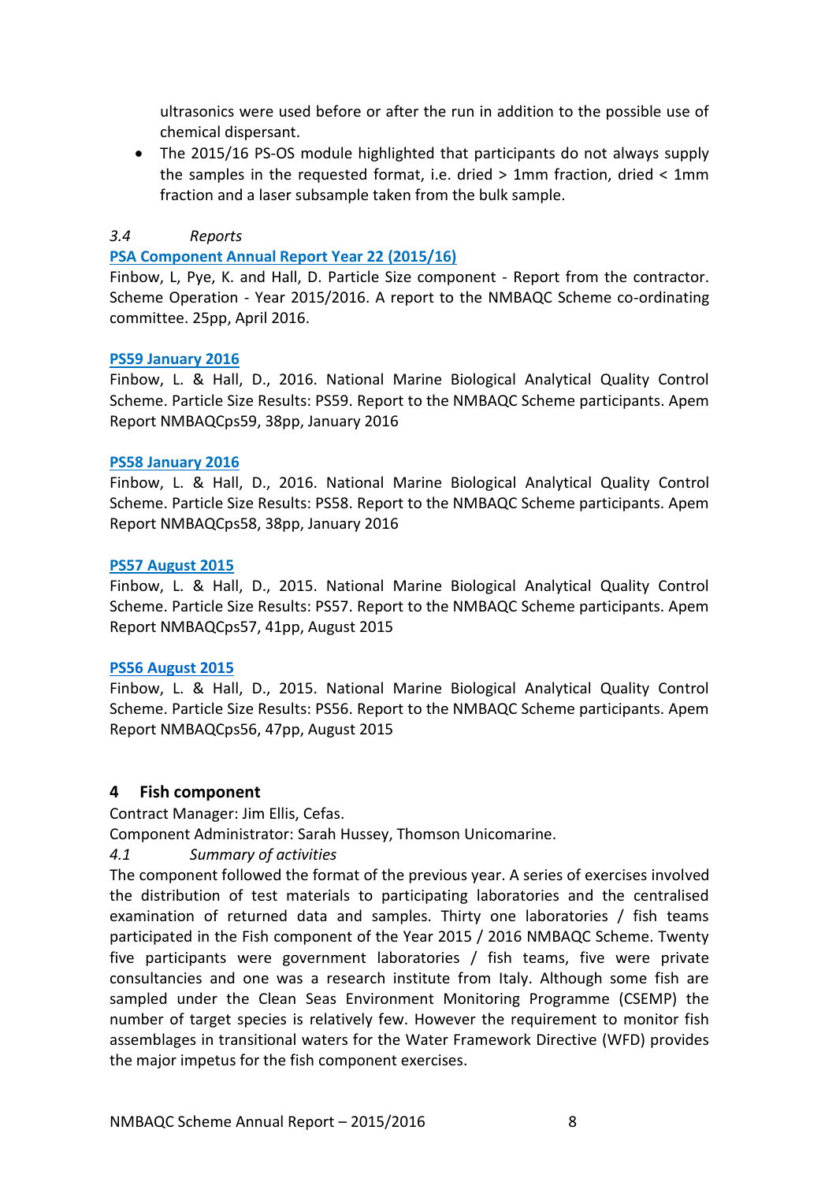ultrasonics were used before or after the run in addition to the possible use of chemical dispersant.

- The 2015/16 PS-OS module highlighted that participants do not always supply the samples in the requested format, i.e. dried > 1mm fraction, dried < 1mm fraction and a laser subsample taken from the bulk sample.

### *3.4 Reports*

**PSA Component Annual Report Year 22 (2015/16)**

Finbow, L, Pye, K. and Hall, D. Particle Size component - Report from the contractor. Scheme Operation - Year 2015/2016. A report to the NMBAQC Scheme co-ordinating committee. 25pp, April 2016.

**PS59 January 2016**

Finbow, L. & Hall, D., 2016. National Marine Biological Analytical Quality Control Scheme. Particle Size Results: PS59. Report to the NMBAQC Scheme participants. Apem Report NMBAQCps59, 38pp, January 2016

**PS58 January 2016**

Finbow, L. & Hall, D., 2016. National Marine Biological Analytical Quality Control Scheme. Particle Size Results: PS58. Report to the NMBAQC Scheme participants. Apem Report NMBAQCps58, 38pp, January 2016

**PS57 August 2015**

Finbow, L. & Hall, D., 2015. National Marine Biological Analytical Quality Control Scheme. Particle Size Results: PS57. Report to the NMBAQC Scheme participants. Apem Report NMBAQCps57, 41pp, August 2015

**PS56 August 2015**

Finbow, L. & Hall, D., 2015. National Marine Biological Analytical Quality Control Scheme. Particle Size Results: PS56. Report to the NMBAQC Scheme participants. Apem Report NMBAQCps56, 47pp, August 2015

## 4 Fish component

Contract Manager: Jim Ellis, Cefas.

Component Administrator: Sarah Hussey, Thomson Unicomarine.

### *4.1 Summary of activities*

The component followed the format of the previous year. A series of exercises involved the distribution of test materials to participating laboratories and the centralised examination of returned data and samples. Thirty one laboratories / fish teams participated in the Fish component of the Year 2015 / 2016 NMBAQC Scheme. Twenty five participants were government laboratories / fish teams, five were private consultancies and one was a research institute from Italy. Although some fish are sampled under the Clean Seas Environment Monitoring Programme (CSEMP) the number of target species is relatively few. However the requirement to monitor fish assemblages in transitional waters for the Water Framework Directive (WFD) provides the major impetus for the fish component exercises.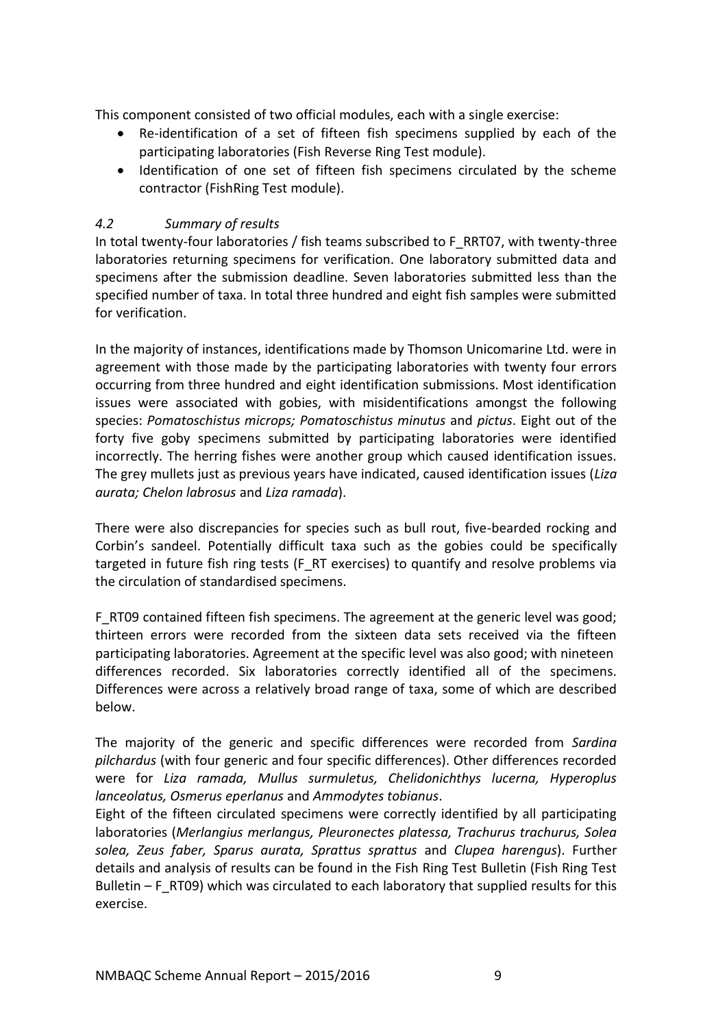This component consisted of two official modules, each with a single exercise:

- Re-identification of a set of fifteen fish specimens supplied by each of the participating laboratories (Fish Reverse Ring Test module).
- Identification of one set of fifteen fish specimens circulated by the scheme contractor (FishRing Test module).

### *4.2 Summary of results*

In total twenty-four laboratories / fish teams subscribed to F_RRT07, with twenty-three laboratories returning specimens for verification. One laboratory submitted data and specimens after the submission deadline. Seven laboratories submitted less than the specified number of taxa. In total three hundred and eight fish samples were submitted for verification.

In the majority of instances, identifications made by Thomson Unicomarine Ltd. were in agreement with those made by the participating laboratories with twenty four errors occurring from three hundred and eight identification submissions. Most identification issues were associated with gobies, with misidentifications amongst the following species: *Pomatoschistus microps; Pomatoschistus minutus* and *pictus*. Eight out of the forty five goby specimens submitted by participating laboratories were identified incorrectly. The herring fishes were another group which caused identification issues. The grey mullets just as previous years have indicated, caused identification issues (*Liza aurata; Chelon labrosus* and *Liza ramada*).

There were also discrepancies for species such as bull rout, five-bearded rocking and Corbin's sandeel. Potentially difficult taxa such as the gobies could be specifically targeted in future fish ring tests (F_RT exercises) to quantify and resolve problems via the circulation of standardised specimens.

F_RT09 contained fifteen fish specimens. The agreement at the generic level was good; thirteen errors were recorded from the sixteen data sets received via the fifteen participating laboratories. Agreement at the specific level was also good; with nineteen differences recorded. Six laboratories correctly identified all of the specimens. Differences were across a relatively broad range of taxa, some of which are described below.

The majority of the generic and specific differences were recorded from *Sardina pilchardus* (with four generic and four specific differences). Other differences recorded were for *Liza ramada, Mullus surmuletus, Chelidonichthys lucerna, Hyperoplus lanceolatus, Osmerus eperlanus* and *Ammodytes tobianus*.

Eight of the fifteen circulated specimens were correctly identified by all participating laboratories (*Merlangius merlangus, Pleuronectes platessa, Trachurus trachurus, Solea solea, Zeus faber, Sparus aurata, Sprattus sprattus* and *Clupea harengus*). Further details and analysis of results can be found in the Fish Ring Test Bulletin (Fish Ring Test Bulletin – F_RT09) which was circulated to each laboratory that supplied results for this exercise.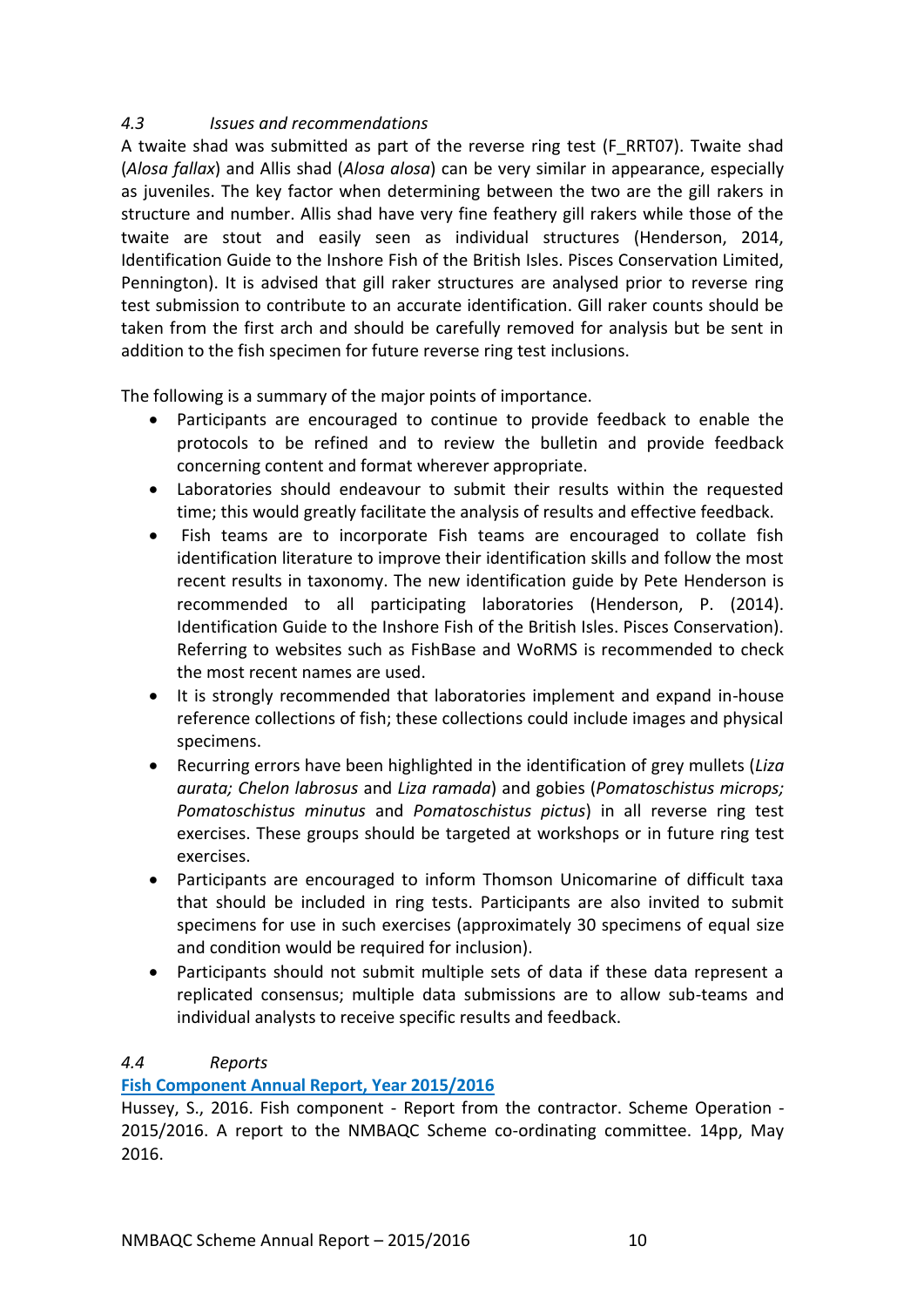### *4.3 Issues and recommendations*

A twaite shad was submitted as part of the reverse ring test (F_RRT07). Twaite shad (*Alosa fallax*) and Allis shad (*Alosa alosa*) can be very similar in appearance, especially as juveniles. The key factor when determining between the two are the gill rakers in structure and number. Allis shad have very fine feathery gill rakers while those of the twaite are stout and easily seen as individual structures (Henderson, 2014, Identification Guide to the Inshore Fish of the British Isles. Pisces Conservation Limited, Pennington). It is advised that gill raker structures are analysed prior to reverse ring test submission to contribute to an accurate identification. Gill raker counts should be taken from the first arch and should be carefully removed for analysis but be sent in addition to the fish specimen for future reverse ring test inclusions.

The following is a summary of the major points of importance.

- Participants are encouraged to continue to provide feedback to enable the protocols to be refined and to review the bulletin and provide feedback concerning content and format wherever appropriate.
- Laboratories should endeavour to submit their results within the requested time; this would greatly facilitate the analysis of results and effective feedback.
- Fish teams are to incorporate Fish teams are encouraged to collate fish identification literature to improve their identification skills and follow the most recent results in taxonomy. The new identification guide by Pete Henderson is recommended to all participating laboratories (Henderson, P. (2014). Identification Guide to the Inshore Fish of the British Isles. Pisces Conservation). Referring to websites such as FishBase and WoRMS is recommended to check the most recent names are used.
- It is strongly recommended that laboratories implement and expand in-house reference collections of fish; these collections could include images and physical specimens.
- Recurring errors have been highlighted in the identification of grey mullets (*Liza aurata; Chelon labrosus* and *Liza ramada*) and gobies (*Pomatoschistus microps; Pomatoschistus minutus* and *Pomatoschistus pictus*) in all reverse ring test exercises. These groups should be targeted at workshops or in future ring test exercises.
- Participants are encouraged to inform Thomson Unicomarine of difficult taxa that should be included in ring tests. Participants are also invited to submit specimens for use in such exercises (approximately 30 specimens of equal size and condition would be required for inclusion).
- Participants should not submit multiple sets of data if these data represent a replicated consensus; multiple data submissions are to allow sub-teams and individual analysts to receive specific results and feedback.

### *4.4 Reports*

**Fish Component Annual Report, Year 2015/2016**

Hussey, S., 2016. Fish component - Report from the contractor. Scheme Operation - 2015/2016. A report to the NMBAQC Scheme co-ordinating committee. 14pp, May 2016.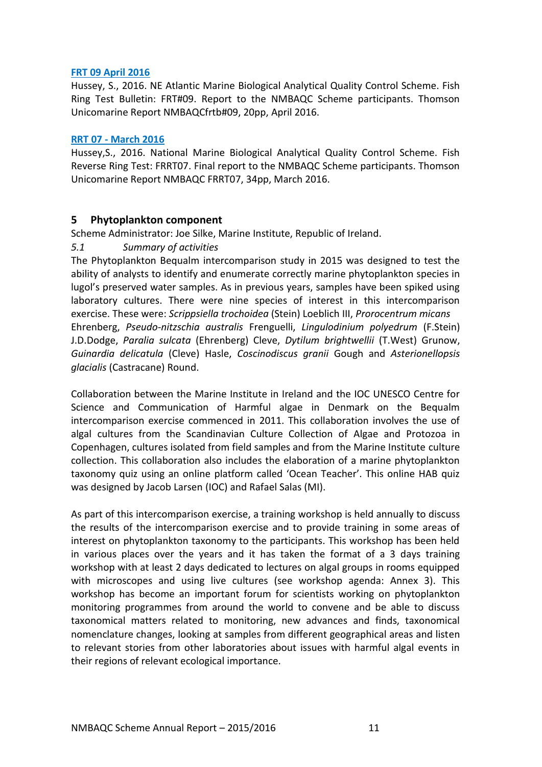**FRT 09 April 2016**

Hussey, S., 2016. NE Atlantic Marine Biological Analytical Quality Control Scheme. Fish Ring Test Bulletin: FRT#09. Report to the NMBAQC Scheme participants. Thomson Unicomarine Report NMBAQCfrtb#09, 20pp, April 2016.

**RRT 07 - March 2016**

Hussey,S., 2016. National Marine Biological Analytical Quality Control Scheme. Fish Reverse Ring Test: FRRT07. Final report to the NMBAQC Scheme participants. Thomson Unicomarine Report NMBAQC FRRT07, 34pp, March 2016.

## 5 Phytoplankton component

Scheme Administrator: Joe Silke, Marine Institute, Republic of Ireland.

*5.1 Summary of activities*

The Phytoplankton Bequalm intercomparison study in 2015 was designed to test the ability of analysts to identify and enumerate correctly marine phytoplankton species in lugol's preserved water samples. As in previous years, samples have been spiked using laboratory cultures. There were nine species of interest in this intercomparison exercise. These were: *Scrippsiella trochoidea* (Stein) Loeblich III, *Prorocentrum micans* Ehrenberg, *Pseudo-nitzschia australis* Frenguelli, *Lingulodinium polyedrum* (F.Stein) J.D.Dodge, *Paralia sulcata* (Ehrenberg) Cleve, *Dytilum brightwellii* (T.West) Grunow, *Guinardia delicatula* (Cleve) Hasle, *Coscinodiscus granii* Gough and *Asterionellopsis glacialis* (Castracane) Round.

Collaboration between the Marine Institute in Ireland and the IOC UNESCO Centre for Science and Communication of Harmful algae in Denmark on the Bequalm intercomparison exercise commenced in 2011. This collaboration involves the use of algal cultures from the Scandinavian Culture Collection of Algae and Protozoa in Copenhagen, cultures isolated from field samples and from the Marine Institute culture collection. This collaboration also includes the elaboration of a marine phytoplankton taxonomy quiz using an online platform called 'Ocean Teacher'. This online HAB quiz was designed by Jacob Larsen (IOC) and Rafael Salas (MI).

As part of this intercomparison exercise, a training workshop is held annually to discuss the results of the intercomparison exercise and to provide training in some areas of interest on phytoplankton taxonomy to the participants. This workshop has been held in various places over the years and it has taken the format of a 3 days training workshop with at least 2 days dedicated to lectures on algal groups in rooms equipped with microscopes and using live cultures (see workshop agenda: Annex 3). This workshop has become an important forum for scientists working on phytoplankton monitoring programmes from around the world to convene and be able to discuss taxonomical matters related to monitoring, new advances and finds, taxonomical nomenclature changes, looking at samples from different geographical areas and listen to relevant stories from other laboratories about issues with harmful algal events in their regions of relevant ecological importance.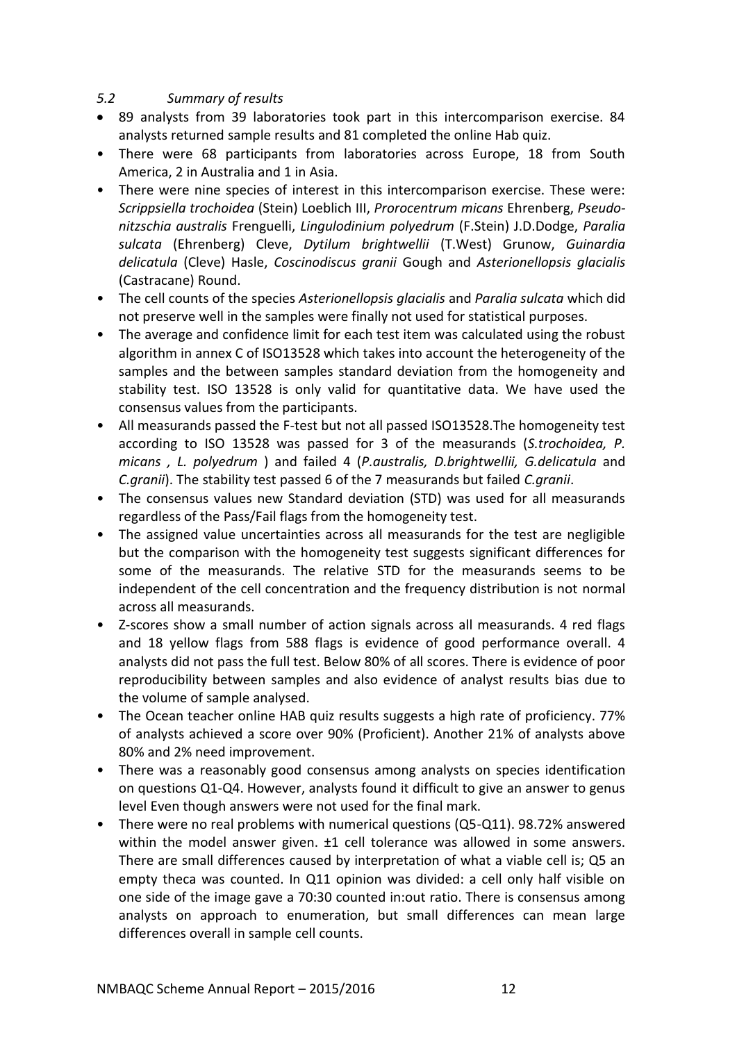### *5.2 Summary of results*

- 89 analysts from 39 laboratories took part in this intercomparison exercise. 84 analysts returned sample results and 81 completed the online Hab quiz.
- There were 68 participants from laboratories across Europe, 18 from South America, 2 in Australia and 1 in Asia.
- There were nine species of interest in this intercomparison exercise. These were: *Scrippsiella trochoidea* (Stein) Loeblich III, *Prorocentrum micans* Ehrenberg, *Pseudo-nitzschia australis* Frenguelli, *Lingulodinium polyedrum* (F.Stein) J.D.Dodge, *Paralia sulcata* (Ehrenberg) Cleve, *Dytilum brightwellii* (T.West) Grunow, *Guinardia delicatula* (Cleve) Hasle, *Coscinodiscus granii* Gough and *Asterionellopsis glacialis* (Castracane) Round.
- The cell counts of the species *Asterionellopsis glacialis* and *Paralia sulcata* which did not preserve well in the samples were finally not used for statistical purposes.
- The average and confidence limit for each test item was calculated using the robust algorithm in annex C of ISO13528 which takes into account the heterogeneity of the samples and the between samples standard deviation from the homogeneity and stability test. ISO 13528 is only valid for quantitative data. We have used the consensus values from the participants.
- All measurands passed the F-test but not all passed ISO13528.The homogeneity test according to ISO 13528 was passed for 3 of the measurands (*S.trochoidea, P. micans , L. polyedrum* ) and failed 4 (*P.australis, D.brightwellii, G.delicatula* and *C.granii*). The stability test passed 6 of the 7 measurands but failed *C.granii*.
- The consensus values new Standard deviation (STD) was used for all measurands regardless of the Pass/Fail flags from the homogeneity test.
- The assigned value uncertainties across all measurands for the test are negligible but the comparison with the homogeneity test suggests significant differences for some of the measurands. The relative STD for the measurands seems to be independent of the cell concentration and the frequency distribution is not normal across all measurands.
- Z-scores show a small number of action signals across all measurands. 4 red flags and 18 yellow flags from 588 flags is evidence of good performance overall. 4 analysts did not pass the full test. Below 80% of all scores. There is evidence of poor reproducibility between samples and also evidence of analyst results bias due to the volume of sample analysed.
- The Ocean teacher online HAB quiz results suggests a high rate of proficiency. 77% of analysts achieved a score over 90% (Proficient). Another 21% of analysts above 80% and 2% need improvement.
- There was a reasonably good consensus among analysts on species identification on questions Q1-Q4. However, analysts found it difficult to give an answer to genus level Even though answers were not used for the final mark.
- There were no real problems with numerical questions (Q5-Q11). 98.72% answered within the model answer given. ±1 cell tolerance was allowed in some answers. There are small differences caused by interpretation of what a viable cell is; Q5 an empty theca was counted. In Q11 opinion was divided: a cell only half visible on one side of the image gave a 70:30 counted in:out ratio. There is consensus among analysts on approach to enumeration, but small differences can mean large differences overall in sample cell counts.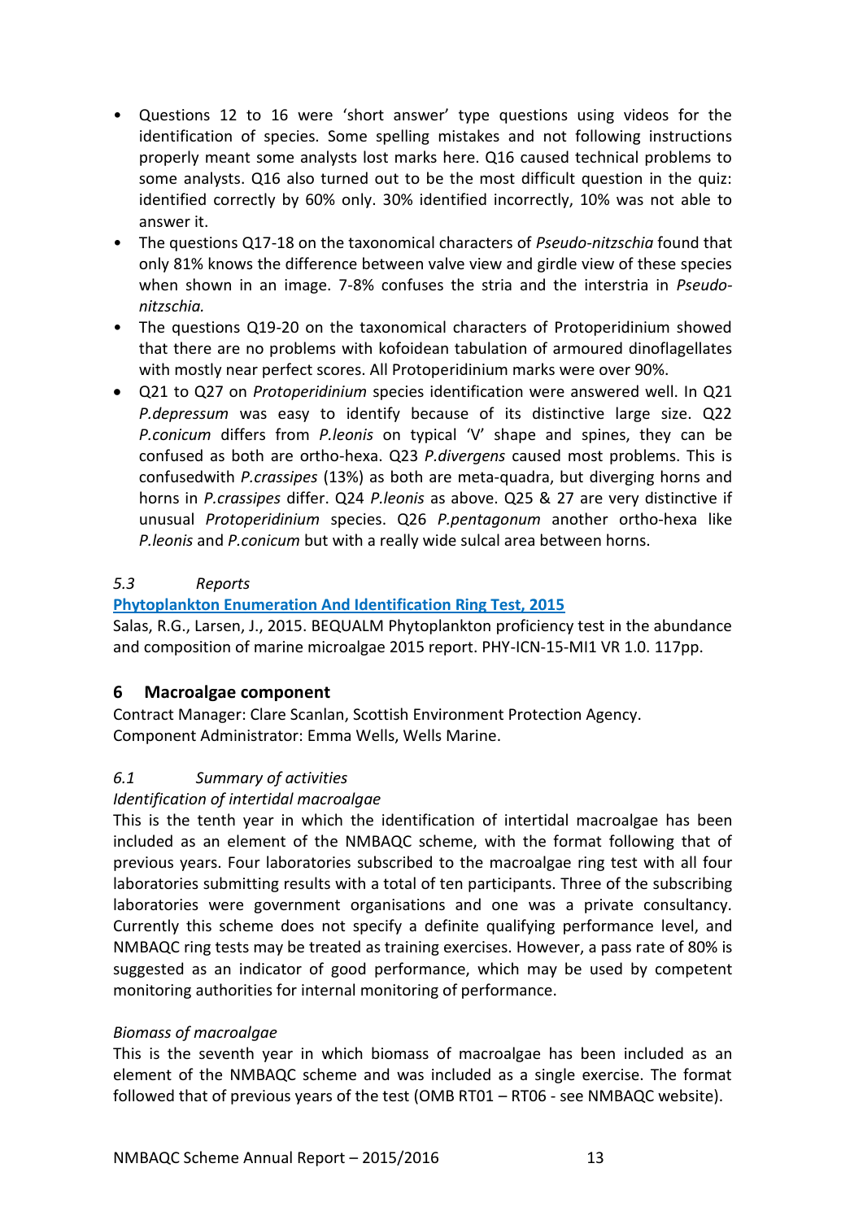- Questions 12 to 16 were 'short answer' type questions using videos for the identification of species. Some spelling mistakes and not following instructions properly meant some analysts lost marks here. Q16 caused technical problems to some analysts. Q16 also turned out to be the most difficult question in the quiz: identified correctly by 60% only. 30% identified incorrectly, 10% was not able to answer it.
- The questions Q17-18 on the taxonomical characters of *Pseudo-nitzschia* found that only 81% knows the difference between valve view and girdle view of these species when shown in an image. 7-8% confuses the stria and the interstria in *Pseudo-nitzschia.*
- The questions Q19-20 on the taxonomical characters of Protoperidinium showed that there are no problems with kofoidean tabulation of armoured dinoflagellates with mostly near perfect scores. All Protoperidinium marks were over 90%.
- Q21 to Q27 on *Protoperidinium* species identification were answered well. In Q21 *P.depressum* was easy to identify because of its distinctive large size. Q22 *P.conicum* differs from *P.leonis* on typical 'V' shape and spines, they can be confused as both are ortho-hexa. Q23 *P.divergens* caused most problems. This is confusedwith *P.crassipes* (13%) as both are meta-quadra, but diverging horns and horns in *P.crassipes* differ. Q24 *P.leonis* as above. Q25 & 27 are very distinctive if unusual *Protoperidinium* species. Q26 *P.pentagonum* another ortho-hexa like *P.leonis* and *P.conicum* but with a really wide sulcal area between horns.

### *5.3 Reports*

**Phytoplankton Enumeration And Identification Ring Test, 2015**

Salas, R.G., Larsen, J., 2015. BEQUALM Phytoplankton proficiency test in the abundance and composition of marine microalgae 2015 report. PHY-ICN-15-MI1 VR 1.0. 117pp.

## 6 Macroalgae component

Contract Manager: Clare Scanlan, Scottish Environment Protection Agency.
Component Administrator: Emma Wells, Wells Marine.

### *6.1 Summary of activities*

*Identification of intertidal macroalgae*

This is the tenth year in which the identification of intertidal macroalgae has been included as an element of the NMBAQC scheme, with the format following that of previous years. Four laboratories subscribed to the macroalgae ring test with all four laboratories submitting results with a total of ten participants. Three of the subscribing laboratories were government organisations and one was a private consultancy. Currently this scheme does not specify a definite qualifying performance level, and NMBAQC ring tests may be treated as training exercises. However, a pass rate of 80% is suggested as an indicator of good performance, which may be used by competent monitoring authorities for internal monitoring of performance.

*Biomass of macroalgae*

This is the seventh year in which biomass of macroalgae has been included as an element of the NMBAQC scheme and was included as a single exercise. The format followed that of previous years of the test (OMB RT01 – RT06 - see NMBAQC website).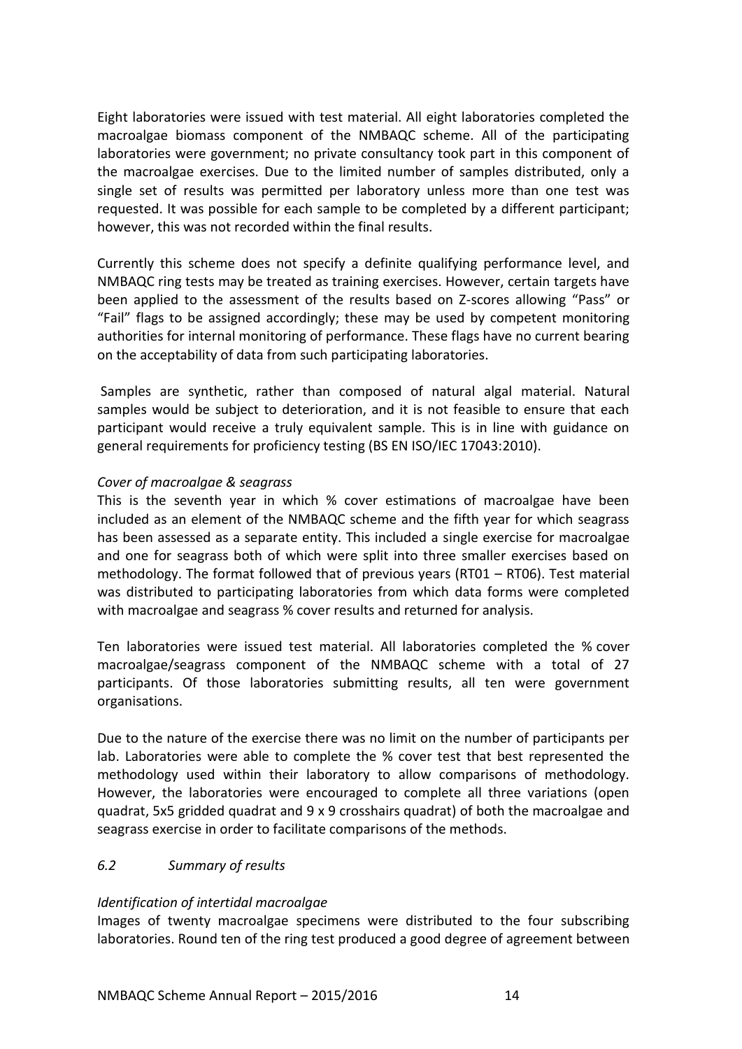Eight laboratories were issued with test material. All eight laboratories completed the macroalgae biomass component of the NMBAQC scheme. All of the participating laboratories were government; no private consultancy took part in this component of the macroalgae exercises. Due to the limited number of samples distributed, only a single set of results was permitted per laboratory unless more than one test was requested. It was possible for each sample to be completed by a different participant; however, this was not recorded within the final results.

Currently this scheme does not specify a definite qualifying performance level, and NMBAQC ring tests may be treated as training exercises. However, certain targets have been applied to the assessment of the results based on Z-scores allowing "Pass" or "Fail" flags to be assigned accordingly; these may be used by competent monitoring authorities for internal monitoring of performance. These flags have no current bearing on the acceptability of data from such participating laboratories.

Samples are synthetic, rather than composed of natural algal material. Natural samples would be subject to deterioration, and it is not feasible to ensure that each participant would receive a truly equivalent sample. This is in line with guidance on general requirements for proficiency testing (BS EN ISO/IEC 17043:2010).

*Cover of macroalgae & seagrass*

This is the seventh year in which % cover estimations of macroalgae have been included as an element of the NMBAQC scheme and the fifth year for which seagrass has been assessed as a separate entity. This included a single exercise for macroalgae and one for seagrass both of which were split into three smaller exercises based on methodology. The format followed that of previous years (RT01 – RT06). Test material was distributed to participating laboratories from which data forms were completed with macroalgae and seagrass % cover results and returned for analysis.

Ten laboratories were issued test material. All laboratories completed the % cover macroalgae/seagrass component of the NMBAQC scheme with a total of 27 participants. Of those laboratories submitting results, all ten were government organisations.

Due to the nature of the exercise there was no limit on the number of participants per lab. Laboratories were able to complete the % cover test that best represented the methodology used within their laboratory to allow comparisons of methodology. However, the laboratories were encouraged to complete all three variations (open quadrat, 5x5 gridded quadrat and 9 x 9 crosshairs quadrat) of both the macroalgae and seagrass exercise in order to facilitate comparisons of the methods.

### *6.2 Summary of results*

*Identification of intertidal macroalgae*

Images of twenty macroalgae specimens were distributed to the four subscribing laboratories. Round ten of the ring test produced a good degree of agreement between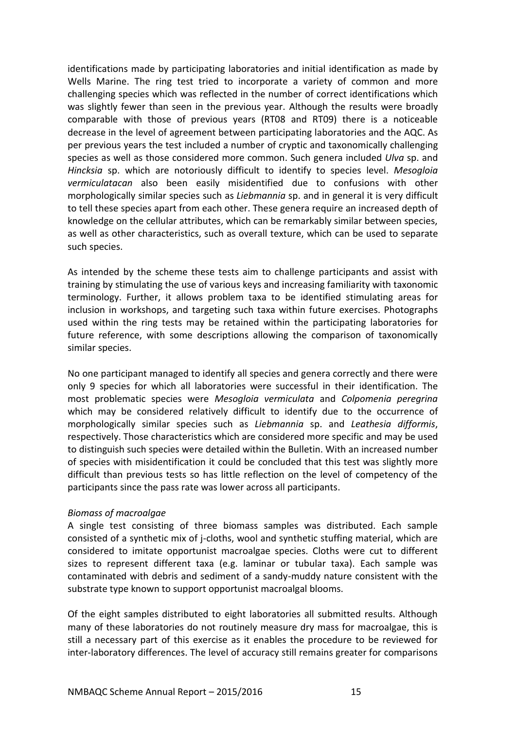identifications made by participating laboratories and initial identification as made by Wells Marine. The ring test tried to incorporate a variety of common and more challenging species which was reflected in the number of correct identifications which was slightly fewer than seen in the previous year. Although the results were broadly comparable with those of previous years (RT08 and RT09) there is a noticeable decrease in the level of agreement between participating laboratories and the AQC. As per previous years the test included a number of cryptic and taxonomically challenging species as well as those considered more common. Such genera included *Ulva* sp. and *Hincksia* sp. which are notoriously difficult to identify to species level. *Mesogloia vermiculatacan* also been easily misidentified due to confusions with other morphologically similar species such as *Liebmannia* sp. and in general it is very difficult to tell these species apart from each other. These genera require an increased depth of knowledge on the cellular attributes, which can be remarkably similar between species, as well as other characteristics, such as overall texture, which can be used to separate such species.

As intended by the scheme these tests aim to challenge participants and assist with training by stimulating the use of various keys and increasing familiarity with taxonomic terminology. Further, it allows problem taxa to be identified stimulating areas for inclusion in workshops, and targeting such taxa within future exercises. Photographs used within the ring tests may be retained within the participating laboratories for future reference, with some descriptions allowing the comparison of taxonomically similar species.

No one participant managed to identify all species and genera correctly and there were only 9 species for which all laboratories were successful in their identification. The most problematic species were *Mesogloia vermiculata* and *Colpomenia peregrina* which may be considered relatively difficult to identify due to the occurrence of morphologically similar species such as *Liebmannia* sp. and *Leathesia difformis*, respectively. Those characteristics which are considered more specific and may be used to distinguish such species were detailed within the Bulletin. With an increased number of species with misidentification it could be concluded that this test was slightly more difficult than previous tests so has little reflection on the level of competency of the participants since the pass rate was lower across all participants.

*Biomass of macroalgae*

A single test consisting of three biomass samples was distributed. Each sample consisted of a synthetic mix of j-cloths, wool and synthetic stuffing material, which are considered to imitate opportunist macroalgae species. Cloths were cut to different sizes to represent different taxa (e.g. laminar or tubular taxa). Each sample was contaminated with debris and sediment of a sandy-muddy nature consistent with the substrate type known to support opportunist macroalgal blooms.

Of the eight samples distributed to eight laboratories all submitted results. Although many of these laboratories do not routinely measure dry mass for macroalgae, this is still a necessary part of this exercise as it enables the procedure to be reviewed for inter-laboratory differences. The level of accuracy still remains greater for comparisons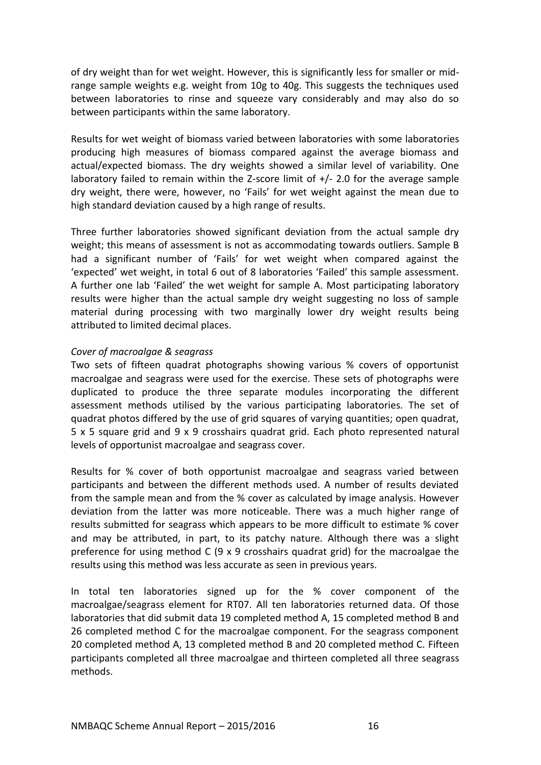of dry weight than for wet weight. However, this is significantly less for smaller or mid-range sample weights e.g. weight from 10g to 40g. This suggests the techniques used between laboratories to rinse and squeeze vary considerably and may also do so between participants within the same laboratory.

Results for wet weight of biomass varied between laboratories with some laboratories producing high measures of biomass compared against the average biomass and actual/expected biomass. The dry weights showed a similar level of variability. One laboratory failed to remain within the Z-score limit of +/- 2.0 for the average sample dry weight, there were, however, no 'Fails' for wet weight against the mean due to high standard deviation caused by a high range of results.

Three further laboratories showed significant deviation from the actual sample dry weight; this means of assessment is not as accommodating towards outliers. Sample B had a significant number of 'Fails' for wet weight when compared against the 'expected' wet weight, in total 6 out of 8 laboratories 'Failed' this sample assessment. A further one lab 'Failed' the wet weight for sample A. Most participating laboratory results were higher than the actual sample dry weight suggesting no loss of sample material during processing with two marginally lower dry weight results being attributed to limited decimal places.

*Cover of macroalgae & seagrass*

Two sets of fifteen quadrat photographs showing various % covers of opportunist macroalgae and seagrass were used for the exercise. These sets of photographs were duplicated to produce the three separate modules incorporating the different assessment methods utilised by the various participating laboratories. The set of quadrat photos differed by the use of grid squares of varying quantities; open quadrat, 5 x 5 square grid and 9 x 9 crosshairs quadrat grid. Each photo represented natural levels of opportunist macroalgae and seagrass cover.

Results for % cover of both opportunist macroalgae and seagrass varied between participants and between the different methods used. A number of results deviated from the sample mean and from the % cover as calculated by image analysis. However deviation from the latter was more noticeable. There was a much higher range of results submitted for seagrass which appears to be more difficult to estimate % cover and may be attributed, in part, to its patchy nature. Although there was a slight preference for using method C (9 x 9 crosshairs quadrat grid) for the macroalgae the results using this method was less accurate as seen in previous years.

In total ten laboratories signed up for the % cover component of the macroalgae/seagrass element for RT07. All ten laboratories returned data. Of those laboratories that did submit data 19 completed method A, 15 completed method B and 26 completed method C for the macroalgae component. For the seagrass component 20 completed method A, 13 completed method B and 20 completed method C. Fifteen participants completed all three macroalgae and thirteen completed all three seagrass methods.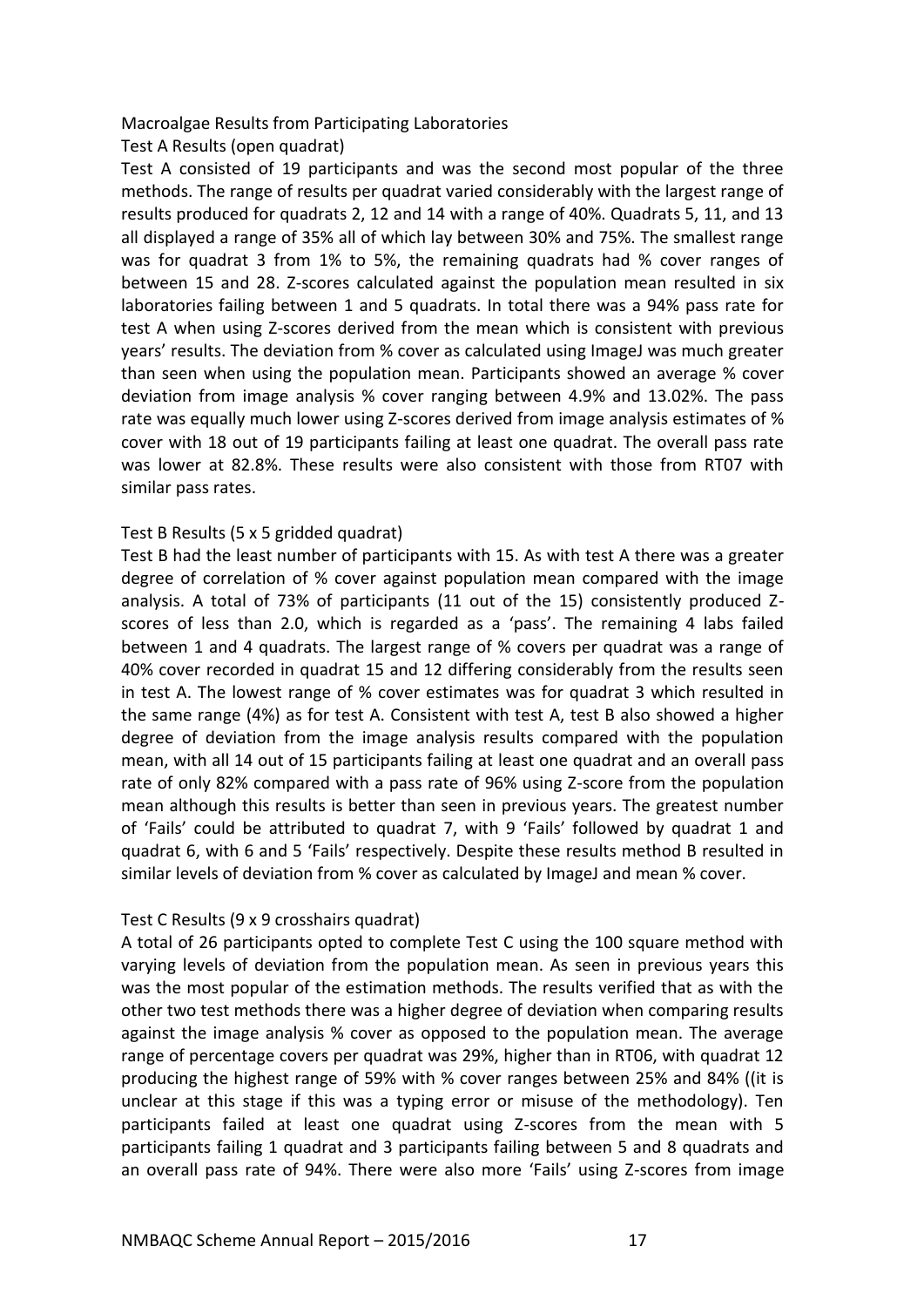Macroalgae Results from Participating Laboratories

Test A Results (open quadrat)

Test A consisted of 19 participants and was the second most popular of the three methods. The range of results per quadrat varied considerably with the largest range of results produced for quadrats 2, 12 and 14 with a range of 40%. Quadrats 5, 11, and 13 all displayed a range of 35% all of which lay between 30% and 75%. The smallest range was for quadrat 3 from 1% to 5%, the remaining quadrats had % cover ranges of between 15 and 28. Z-scores calculated against the population mean resulted in six laboratories failing between 1 and 5 quadrats. In total there was a 94% pass rate for test A when using Z-scores derived from the mean which is consistent with previous years' results. The deviation from % cover as calculated using ImageJ was much greater than seen when using the population mean. Participants showed an average % cover deviation from image analysis % cover ranging between 4.9% and 13.02%. The pass rate was equally much lower using Z-scores derived from image analysis estimates of % cover with 18 out of 19 participants failing at least one quadrat. The overall pass rate was lower at 82.8%. These results were also consistent with those from RT07 with similar pass rates.

Test B Results (5 x 5 gridded quadrat)

Test B had the least number of participants with 15. As with test A there was a greater degree of correlation of % cover against population mean compared with the image analysis. A total of 73% of participants (11 out of the 15) consistently produced Z-scores of less than 2.0, which is regarded as a 'pass'. The remaining 4 labs failed between 1 and 4 quadrats. The largest range of % covers per quadrat was a range of 40% cover recorded in quadrat 15 and 12 differing considerably from the results seen in test A. The lowest range of % cover estimates was for quadrat 3 which resulted in the same range (4%) as for test A. Consistent with test A, test B also showed a higher degree of deviation from the image analysis results compared with the population mean, with all 14 out of 15 participants failing at least one quadrat and an overall pass rate of only 82% compared with a pass rate of 96% using Z-score from the population mean although this results is better than seen in previous years. The greatest number of 'Fails' could be attributed to quadrat 7, with 9 'Fails' followed by quadrat 1 and quadrat 6, with 6 and 5 'Fails' respectively. Despite these results method B resulted in similar levels of deviation from % cover as calculated by ImageJ and mean % cover.

Test C Results (9 x 9 crosshairs quadrat)

A total of 26 participants opted to complete Test C using the 100 square method with varying levels of deviation from the population mean. As seen in previous years this was the most popular of the estimation methods. The results verified that as with the other two test methods there was a higher degree of deviation when comparing results against the image analysis % cover as opposed to the population mean. The average range of percentage covers per quadrat was 29%, higher than in RT06, with quadrat 12 producing the highest range of 59% with % cover ranges between 25% and 84% ((it is unclear at this stage if this was a typing error or misuse of the methodology). Ten participants failed at least one quadrat using Z-scores from the mean with 5 participants failing 1 quadrat and 3 participants failing between 5 and 8 quadrats and an overall pass rate of 94%. There were also more 'Fails' using Z-scores from image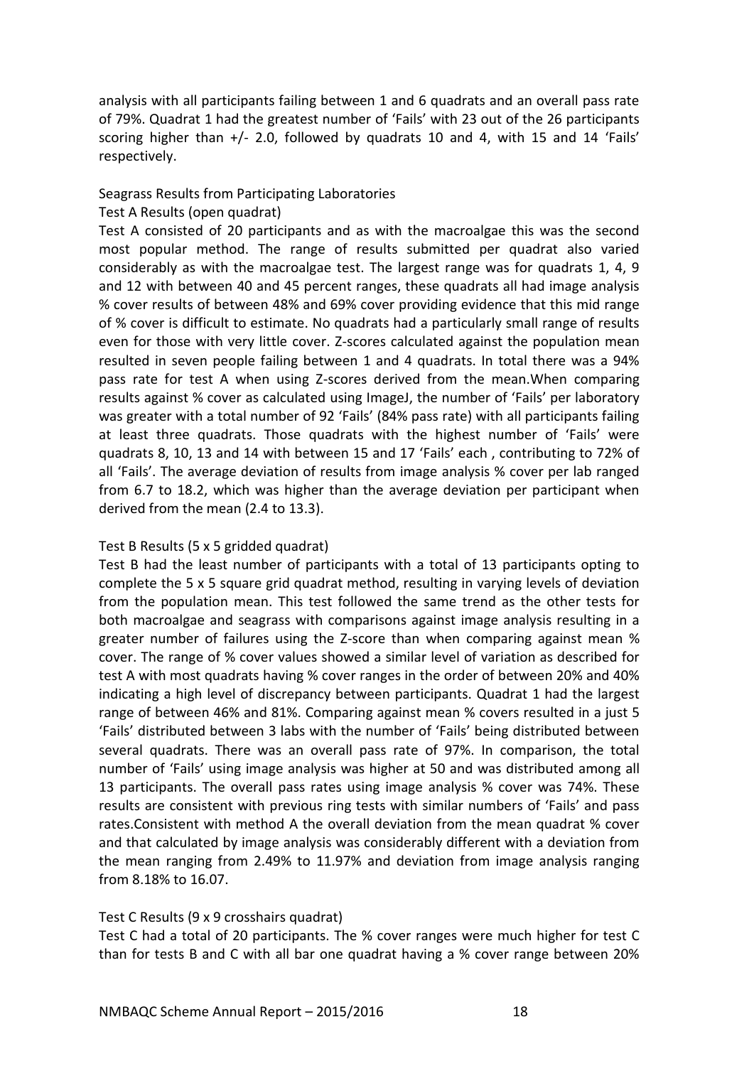analysis with all participants failing between 1 and 6 quadrats and an overall pass rate of 79%. Quadrat 1 had the greatest number of 'Fails' with 23 out of the 26 participants scoring higher than +/- 2.0, followed by quadrats 10 and 4, with 15 and 14 'Fails' respectively.

Seagrass Results from Participating Laboratories

Test A Results (open quadrat)

Test A consisted of 20 participants and as with the macroalgae this was the second most popular method. The range of results submitted per quadrat also varied considerably as with the macroalgae test. The largest range was for quadrats 1, 4, 9 and 12 with between 40 and 45 percent ranges, these quadrats all had image analysis % cover results of between 48% and 69% cover providing evidence that this mid range of % cover is difficult to estimate. No quadrats had a particularly small range of results even for those with very little cover. Z-scores calculated against the population mean resulted in seven people failing between 1 and 4 quadrats. In total there was a 94% pass rate for test A when using Z-scores derived from the mean.When comparing results against % cover as calculated using ImageJ, the number of 'Fails' per laboratory was greater with a total number of 92 'Fails' (84% pass rate) with all participants failing at least three quadrats. Those quadrats with the highest number of 'Fails' were quadrats 8, 10, 13 and 14 with between 15 and 17 'Fails' each , contributing to 72% of all 'Fails'. The average deviation of results from image analysis % cover per lab ranged from 6.7 to 18.2, which was higher than the average deviation per participant when derived from the mean (2.4 to 13.3).

Test B Results (5 x 5 gridded quadrat)

Test B had the least number of participants with a total of 13 participants opting to complete the 5 x 5 square grid quadrat method, resulting in varying levels of deviation from the population mean. This test followed the same trend as the other tests for both macroalgae and seagrass with comparisons against image analysis resulting in a greater number of failures using the Z-score than when comparing against mean % cover. The range of % cover values showed a similar level of variation as described for test A with most quadrats having % cover ranges in the order of between 20% and 40% indicating a high level of discrepancy between participants. Quadrat 1 had the largest range of between 46% and 81%. Comparing against mean % covers resulted in a just 5 'Fails' distributed between 3 labs with the number of 'Fails' being distributed between several quadrats. There was an overall pass rate of 97%. In comparison, the total number of 'Fails' using image analysis was higher at 50 and was distributed among all 13 participants. The overall pass rates using image analysis % cover was 74%. These results are consistent with previous ring tests with similar numbers of 'Fails' and pass rates.Consistent with method A the overall deviation from the mean quadrat % cover and that calculated by image analysis was considerably different with a deviation from the mean ranging from 2.49% to 11.97% and deviation from image analysis ranging from 8.18% to 16.07.

Test C Results (9 x 9 crosshairs quadrat)

Test C had a total of 20 participants. The % cover ranges were much higher for test C than for tests B and C with all bar one quadrat having a % cover range between 20%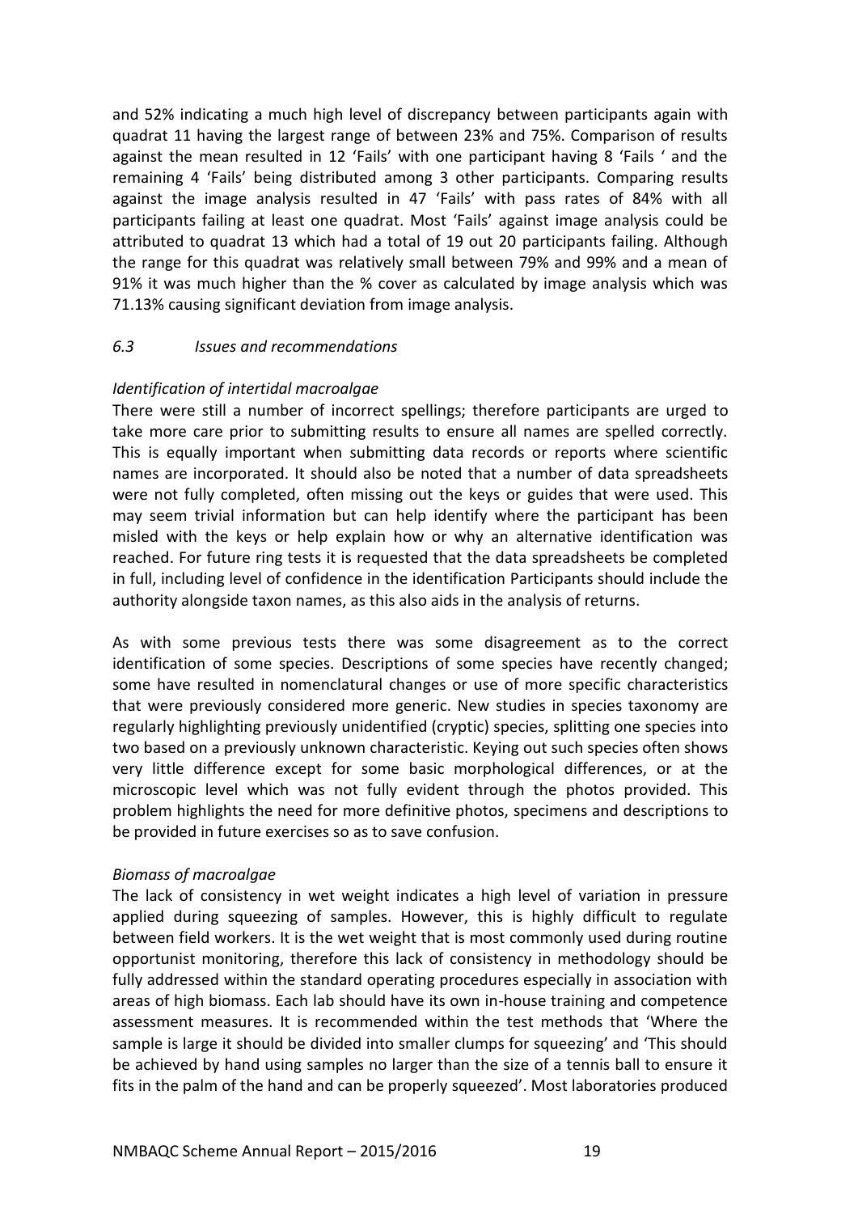and 52% indicating a much high level of discrepancy between participants again with quadrat 11 having the largest range of between 23% and 75%. Comparison of results against the mean resulted in 12 'Fails' with one participant having 8 'Fails ' and the remaining 4 'Fails' being distributed among 3 other participants. Comparing results against the image analysis resulted in 47 'Fails' with pass rates of 84% with all participants failing at least one quadrat. Most 'Fails' against image analysis could be attributed to quadrat 13 which had a total of 19 out 20 participants failing. Although the range for this quadrat was relatively small between 79% and 99% and a mean of 91% it was much higher than the % cover as calculated by image analysis which was 71.13% causing significant deviation from image analysis.

### *6.3 Issues and recommendations*

*Identification of intertidal macroalgae*

There were still a number of incorrect spellings; therefore participants are urged to take more care prior to submitting results to ensure all names are spelled correctly. This is equally important when submitting data records or reports where scientific names are incorporated. It should also be noted that a number of data spreadsheets were not fully completed, often missing out the keys or guides that were used. This may seem trivial information but can help identify where the participant has been misled with the keys or help explain how or why an alternative identification was reached. For future ring tests it is requested that the data spreadsheets be completed in full, including level of confidence in the identification Participants should include the authority alongside taxon names, as this also aids in the analysis of returns.

As with some previous tests there was some disagreement as to the correct identification of some species. Descriptions of some species have recently changed; some have resulted in nomenclatural changes or use of more specific characteristics that were previously considered more generic. New studies in species taxonomy are regularly highlighting previously unidentified (cryptic) species, splitting one species into two based on a previously unknown characteristic. Keying out such species often shows very little difference except for some basic morphological differences, or at the microscopic level which was not fully evident through the photos provided. This problem highlights the need for more definitive photos, specimens and descriptions to be provided in future exercises so as to save confusion.

*Biomass of macroalgae*

The lack of consistency in wet weight indicates a high level of variation in pressure applied during squeezing of samples. However, this is highly difficult to regulate between field workers. It is the wet weight that is most commonly used during routine opportunist monitoring, therefore this lack of consistency in methodology should be fully addressed within the standard operating procedures especially in association with areas of high biomass. Each lab should have its own in-house training and competence assessment measures. It is recommended within the test methods that 'Where the sample is large it should be divided into smaller clumps for squeezing' and 'This should be achieved by hand using samples no larger than the size of a tennis ball to ensure it fits in the palm of the hand and can be properly squeezed'. Most laboratories produced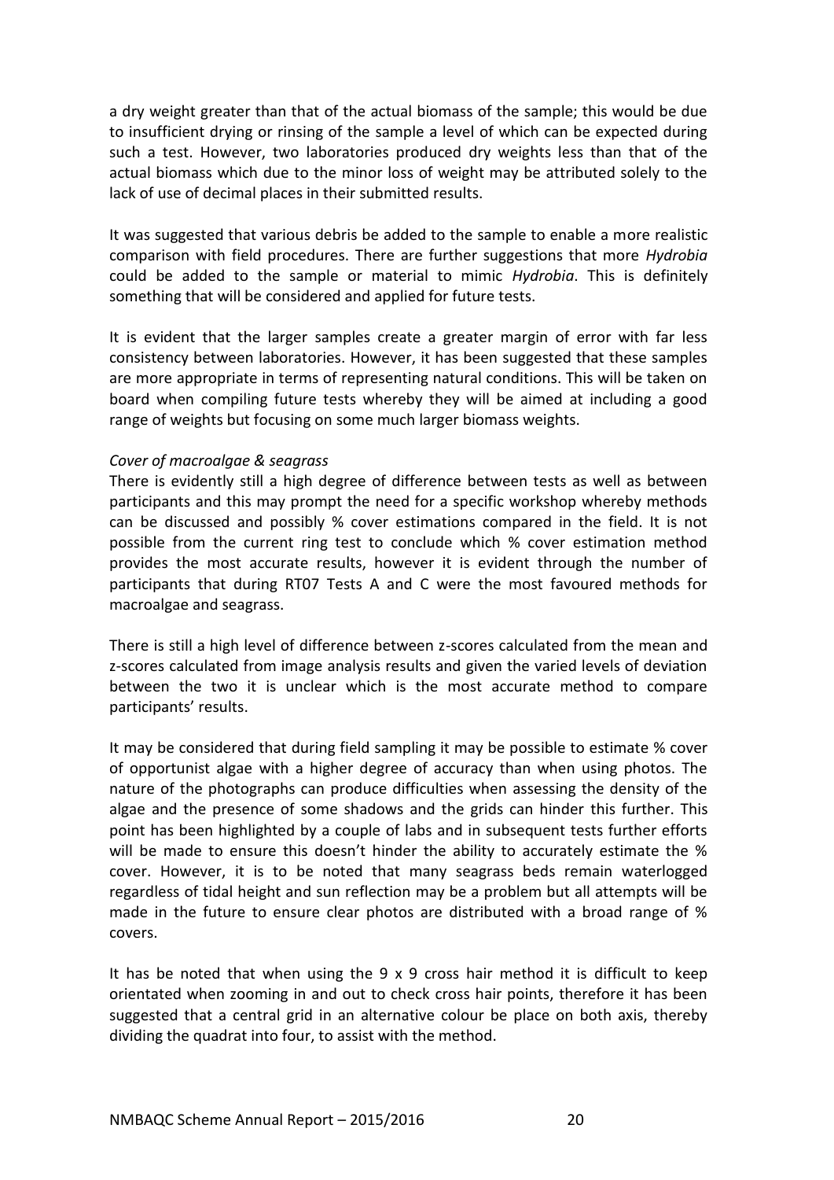a dry weight greater than that of the actual biomass of the sample; this would be due to insufficient drying or rinsing of the sample a level of which can be expected during such a test. However, two laboratories produced dry weights less than that of the actual biomass which due to the minor loss of weight may be attributed solely to the lack of use of decimal places in their submitted results.

It was suggested that various debris be added to the sample to enable a more realistic comparison with field procedures. There are further suggestions that more *Hydrobia* could be added to the sample or material to mimic *Hydrobia*. This is definitely something that will be considered and applied for future tests.

It is evident that the larger samples create a greater margin of error with far less consistency between laboratories. However, it has been suggested that these samples are more appropriate in terms of representing natural conditions. This will be taken on board when compiling future tests whereby they will be aimed at including a good range of weights but focusing on some much larger biomass weights.

*Cover of macroalgae & seagrass*

There is evidently still a high degree of difference between tests as well as between participants and this may prompt the need for a specific workshop whereby methods can be discussed and possibly % cover estimations compared in the field. It is not possible from the current ring test to conclude which % cover estimation method provides the most accurate results, however it is evident through the number of participants that during RT07 Tests A and C were the most favoured methods for macroalgae and seagrass.

There is still a high level of difference between z-scores calculated from the mean and z-scores calculated from image analysis results and given the varied levels of deviation between the two it is unclear which is the most accurate method to compare participants' results.

It may be considered that during field sampling it may be possible to estimate % cover of opportunist algae with a higher degree of accuracy than when using photos. The nature of the photographs can produce difficulties when assessing the density of the algae and the presence of some shadows and the grids can hinder this further. This point has been highlighted by a couple of labs and in subsequent tests further efforts will be made to ensure this doesn't hinder the ability to accurately estimate the % cover. However, it is to be noted that many seagrass beds remain waterlogged regardless of tidal height and sun reflection may be a problem but all attempts will be made in the future to ensure clear photos are distributed with a broad range of % covers.

It has be noted that when using the 9 x 9 cross hair method it is difficult to keep orientated when zooming in and out to check cross hair points, therefore it has been suggested that a central grid in an alternative colour be place on both axis, thereby dividing the quadrat into four, to assist with the method.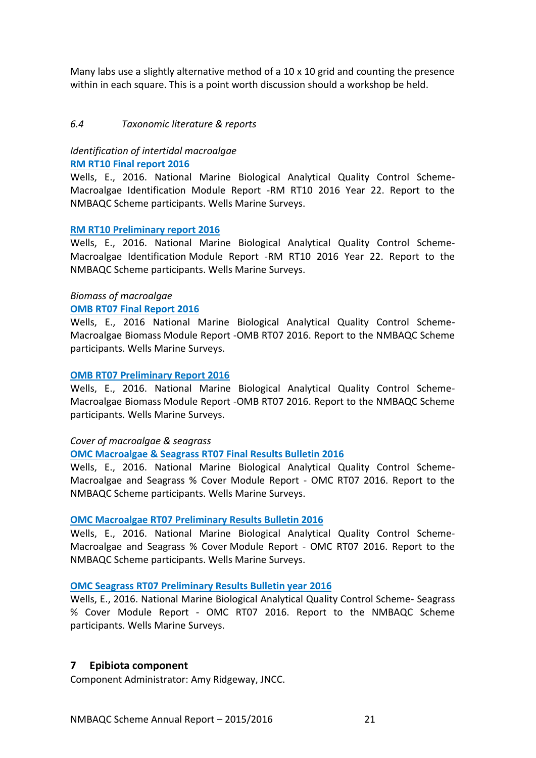Many labs use a slightly alternative method of a 10 x 10 grid and counting the presence within in each square. This is a point worth discussion should a workshop be held.

### *6.4 Taxonomic literature & reports*

*Identification of intertidal macroalgae*

**RM RT10 Final report 2016**

Wells, E., 2016. National Marine Biological Analytical Quality Control Scheme- Macroalgae Identification Module Report -RM RT10 2016 Year 22. Report to the NMBAQC Scheme participants. Wells Marine Surveys.

**RM RT10 Preliminary report 2016**

Wells, E., 2016. National Marine Biological Analytical Quality Control Scheme- Macroalgae Identification Module Report -RM RT10 2016 Year 22. Report to the NMBAQC Scheme participants. Wells Marine Surveys.

*Biomass of macroalgae*

**OMB RT07 Final Report 2016**

Wells, E., 2016 National Marine Biological Analytical Quality Control Scheme- Macroalgae Biomass Module Report -OMB RT07 2016. Report to the NMBAQC Scheme participants. Wells Marine Surveys.

**OMB RT07 Preliminary Report 2016**

Wells, E., 2016. National Marine Biological Analytical Quality Control Scheme- Macroalgae Biomass Module Report -OMB RT07 2016. Report to the NMBAQC Scheme participants. Wells Marine Surveys.

*Cover of macroalgae & seagrass*

**OMC Macroalgae & Seagrass RT07 Final Results Bulletin 2016**

Wells, E., 2016. National Marine Biological Analytical Quality Control Scheme- Macroalgae and Seagrass % Cover Module Report - OMC RT07 2016. Report to the NMBAQC Scheme participants. Wells Marine Surveys.

**OMC Macroalgae RT07 Preliminary Results Bulletin 2016**

Wells, E., 2016. National Marine Biological Analytical Quality Control Scheme- Macroalgae and Seagrass % Cover Module Report - OMC RT07 2016. Report to the NMBAQC Scheme participants. Wells Marine Surveys.

**OMC Seagrass RT07 Preliminary Results Bulletin year 2016**

Wells, E., 2016. National Marine Biological Analytical Quality Control Scheme- Seagrass % Cover Module Report - OMC RT07 2016. Report to the NMBAQC Scheme participants. Wells Marine Surveys.

## 7 Epibiota component

Component Administrator: Amy Ridgeway, JNCC.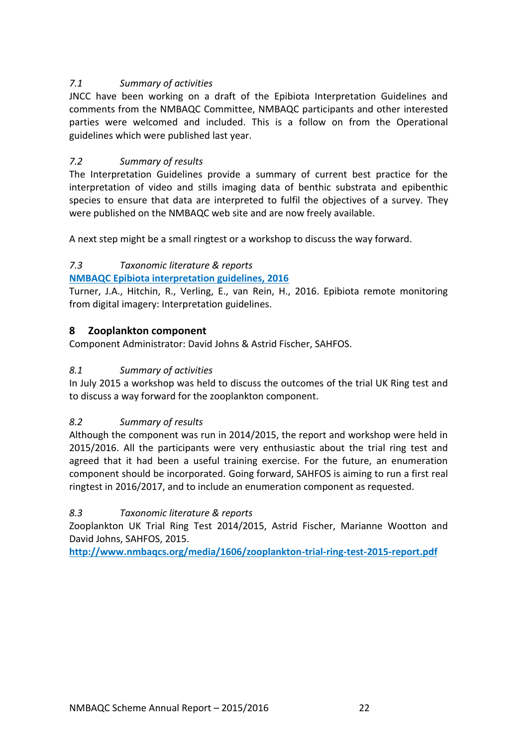### *7.1 Summary of activities*

JNCC have been working on a draft of the Epibiota Interpretation Guidelines and comments from the NMBAQC Committee, NMBAQC participants and other interested parties were welcomed and included. This is a follow on from the Operational guidelines which were published last year.

### *7.2 Summary of results*

The Interpretation Guidelines provide a summary of current best practice for the interpretation of video and stills imaging data of benthic substrata and epibenthic species to ensure that data are interpreted to fulfil the objectives of a survey. They were published on the NMBAQC web site and are now freely available.

A next step might be a small ringtest or a workshop to discuss the way forward.

### *7.3 Taxonomic literature & reports*

**NMBAQC Epibiota interpretation guidelines, 2016**

Turner, J.A., Hitchin, R., Verling, E., van Rein, H., 2016. Epibiota remote monitoring from digital imagery: Interpretation guidelines.

## 8 Zooplankton component

Component Administrator: David Johns & Astrid Fischer, SAHFOS.

### *8.1 Summary of activities*

In July 2015 a workshop was held to discuss the outcomes of the trial UK Ring test and to discuss a way forward for the zooplankton component.

### *8.2 Summary of results*

Although the component was run in 2014/2015, the report and workshop were held in 2015/2016. All the participants were very enthusiastic about the trial ring test and agreed that it had been a useful training exercise. For the future, an enumeration component should be incorporated. Going forward, SAHFOS is aiming to run a first real ringtest in 2016/2017, and to include an enumeration component as requested.

### *8.3 Taxonomic literature & reports*

Zooplankton UK Trial Ring Test 2014/2015, Astrid Fischer, Marianne Wootton and David Johns, SAHFOS, 2015.

**http://www.nmbaqcs.org/media/1606/zooplankton-trial-ring-test-2015-report.pdf**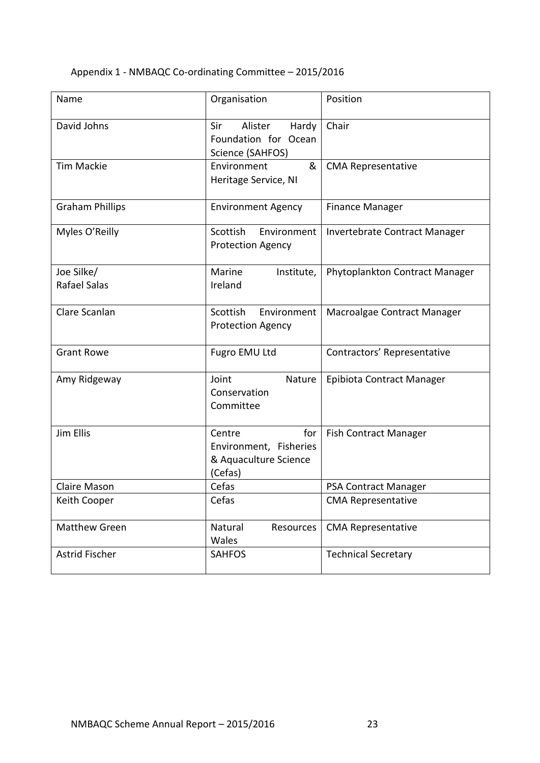Appendix 1 - NMBAQC Co-ordinating Committee – 2015/2016

| Name | Organisation | Position |
|---|---|---|
| David Johns | Sir Alister Hardy Foundation for Ocean Science (SAHFOS) | Chair |
| Tim Mackie | Environment & Heritage Service, NI | CMA Representative |
| Graham Phillips | Environment Agency | Finance Manager |
| Myles O'Reilly | Scottish Environment Protection Agency | Invertebrate Contract Manager |
| Joe Silke/ Rafael Salas | Marine Institute, Ireland | Phytoplankton Contract Manager |
| Clare Scanlan | Scottish Environment Protection Agency | Macroalgae Contract Manager |
| Grant Rowe | Fugro EMU Ltd | Contractors' Representative |
| Amy Ridgeway | Joint Nature Conservation Committee | Epibiota Contract Manager |
| Jim Ellis | Centre for Environment, Fisheries & Aquaculture Science (Cefas) | Fish Contract Manager |
| Claire Mason | Cefas | PSA Contract Manager |
| Keith Cooper | Cefas | CMA Representative |
| Matthew Green | Natural Resources Wales | CMA Representative |
| Astrid Fischer | SAHFOS | Technical Secretary |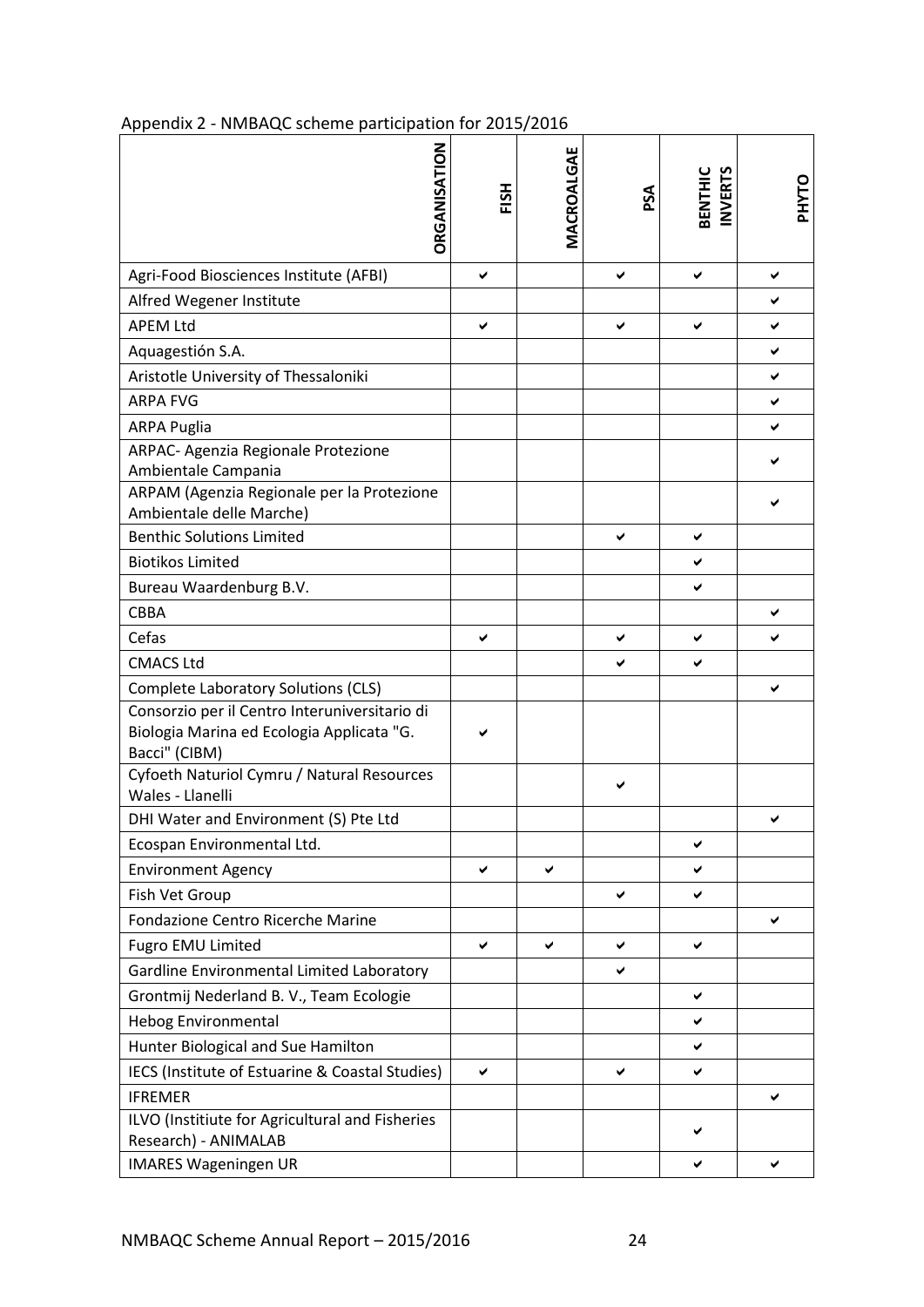Appendix 2 - NMBAQC scheme participation for 2015/2016

| ORGANISATION | FISH | MACROALGAE | PSA | BENTHIC INVERTS | PHYTO |
|---|---|---|---|---|---|
| Agri-Food Biosciences Institute (AFBI) | ✔ | | ✔ | ✔ | ✔ |
| Alfred Wegener Institute | | | | | ✔ |
| APEM Ltd | ✔ | | ✔ | ✔ | ✔ |
| Aquagestión S.A. | | | | | ✔ |
| Aristotle University of Thessaloniki | | | | | ✔ |
| ARPA FVG | | | | | ✔ |
| ARPA Puglia | | | | | ✔ |
| ARPAC- Agenzia Regionale Protezione Ambientale Campania | | | | | ✔ |
| ARPAM (Agenzia Regionale per la Protezione Ambientale delle Marche) | | | | | ✔ |
| Benthic Solutions Limited | | | ✔ | ✔ | |
| Biotikos Limited | | | | ✔ | |
| Bureau Waardenburg B.V. | | | | ✔ | |
| CBBA | | | | | ✔ |
| Cefas | ✔ | | ✔ | ✔ | ✔ |
| CMACS Ltd | | | ✔ | ✔ | |
| Complete Laboratory Solutions (CLS) | | | | | ✔ |
| Consorzio per il Centro Interuniversitario di Biologia Marina ed Ecologia Applicata "G. Bacci" (CIBM) | ✔ | | | | |
| Cyfoeth Naturiol Cymru / Natural Resources Wales - Llanelli | | | ✔ | | |
| DHI Water and Environment (S) Pte Ltd | | | | | ✔ |
| Ecospan Environmental Ltd. | | | | ✔ | |
| Environment Agency | ✔ | ✔ | | ✔ | |
| Fish Vet Group | | | ✔ | ✔ | |
| Fondazione Centro Ricerche Marine | | | | | ✔ |
| Fugro EMU Limited | ✔ | ✔ | ✔ | ✔ | |
| Gardline Environmental Limited Laboratory | | | ✔ | | |
| Grontmij Nederland B. V., Team Ecologie | | | | ✔ | |
| Hebog Environmental | | | | ✔ | |
| Hunter Biological and Sue Hamilton | | | | ✔ | |
| IECS (Institute of Estuarine & Coastal Studies) | ✔ | | ✔ | ✔ | |
| IFREMER | | | | | ✔ |
| ILVO (Institiute for Agricultural and Fisheries Research) - ANIMALAB | | | | ✔ | |
| IMARES Wageningen UR | | | | ✔ | ✔ |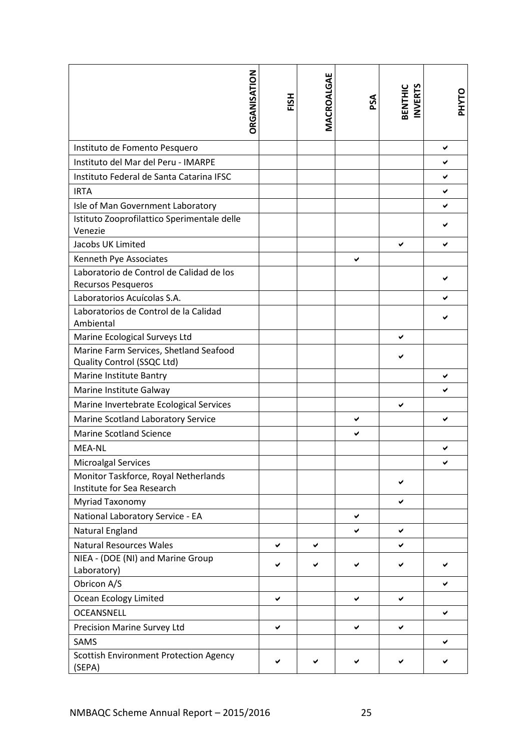| ORGANISATION | FISH | MACROALGAE | PSA | BENTHIC INVERTS | PHYTO |
|---|---|---|---|---|---|
| Instituto de Fomento Pesquero | | | | | ✔ |
| Instituto del Mar del Peru - IMARPE | | | | | ✔ |
| Instituto Federal de Santa Catarina IFSC | | | | | ✔ |
| IRTA | | | | | ✔ |
| Isle of Man Government Laboratory | | | | | ✔ |
| Istituto Zooprofilattico Sperimentale delle Venezie | | | | | ✔ |
| Jacobs UK Limited | | | | ✔ | ✔ |
| Kenneth Pye Associates | | | ✔ | | |
| Laboratorio de Control de Calidad de los Recursos Pesqueros | | | | | ✔ |
| Laboratorios Acuícolas S.A. | | | | | ✔ |
| Laboratorios de Control de la Calidad Ambiental | | | | | ✔ |
| Marine Ecological Surveys Ltd | | | | ✔ | |
| Marine Farm Services, Shetland Seafood Quality Control (SSQC Ltd) | | | | ✔ | |
| Marine Institute Bantry | | | | | ✔ |
| Marine Institute Galway | | | | | ✔ |
| Marine Invertebrate Ecological Services | | | | ✔ | |
| Marine Scotland Laboratory Service | | | ✔ | | ✔ |
| Marine Scotland Science | | | ✔ | | |
| MEA-NL | | | | | ✔ |
| Microalgal Services | | | | | ✔ |
| Monitor Taskforce, Royal Netherlands Institute for Sea Research | | | | ✔ | |
| Myriad Taxonomy | | | | ✔ | |
| National Laboratory Service - EA | | | ✔ | | |
| Natural England | | | ✔ | ✔ | |
| Natural Resources Wales | ✔ | ✔ | | ✔ | |
| NIEA - (DOE (NI) and Marine Group Laboratory) | ✔ | ✔ | ✔ | ✔ | ✔ |
| Obricon A/S | | | | | ✔ |
| Ocean Ecology Limited | ✔ | | ✔ | ✔ | |
| OCEANSNELL | | | | | ✔ |
| Precision Marine Survey Ltd | ✔ | | ✔ | ✔ | |
| SAMS | | | | | ✔ |
| Scottish Environment Protection Agency (SEPA) | ✔ | ✔ | ✔ | ✔ | ✔ |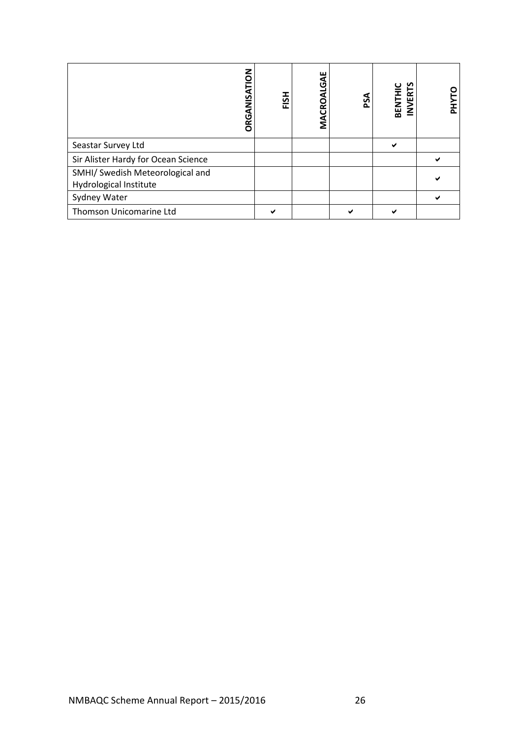| ORGANISATION | FISH | MACROALGAE | PSA | BENTHIC INVERTS | PHYTO |
| --- | --- | --- | --- | --- | --- |
| Seastar Survey Ltd | | | | ✔ | |
| Sir Alister Hardy for Ocean Science | | | | | ✔ |
| SMHI/ Swedish Meteorological and Hydrological Institute | | | | | ✔ |
| Sydney Water | | | | | ✔ |
| Thomson Unicomarine Ltd | ✔ | | ✔ | ✔ | |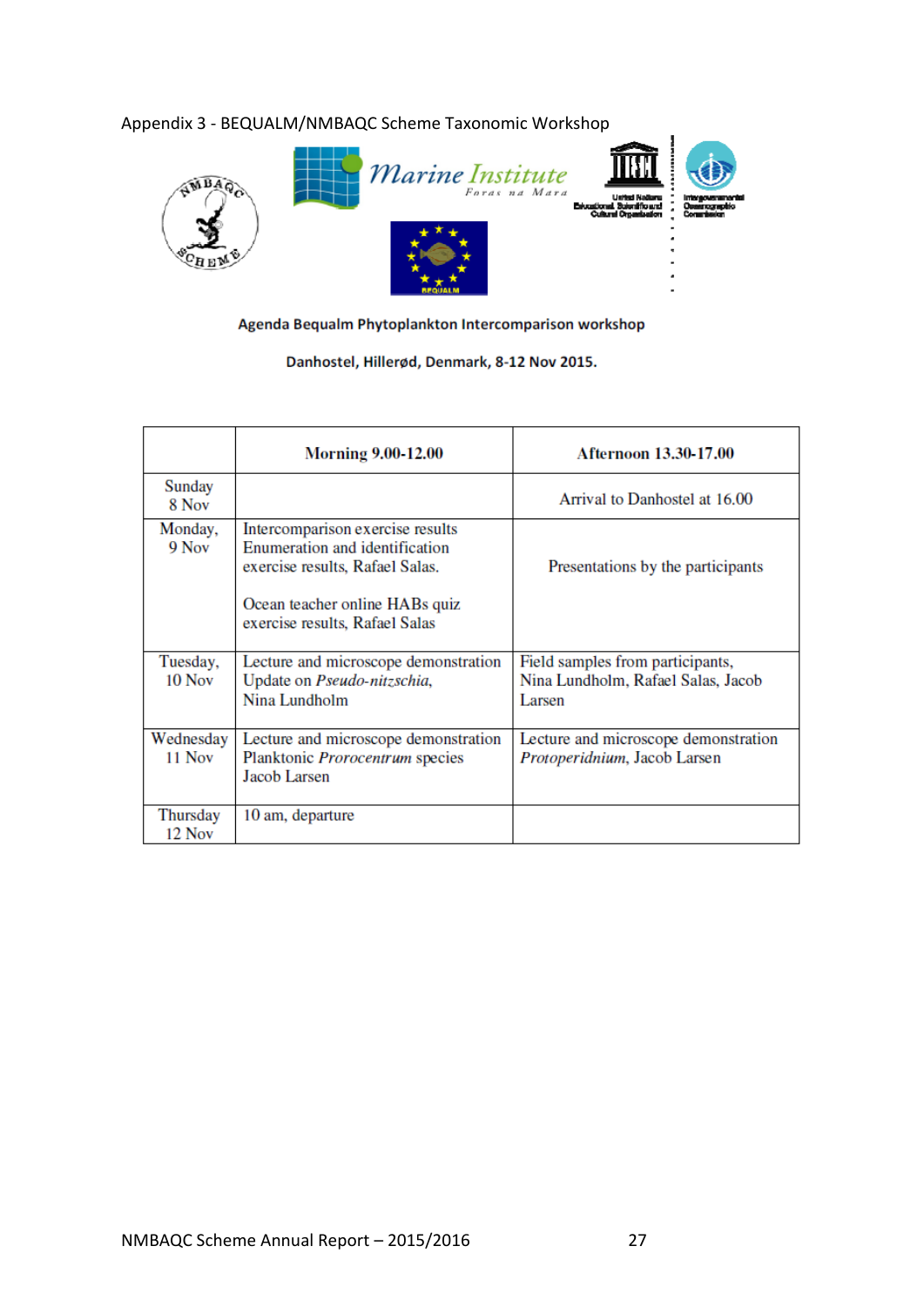Appendix 3 - BEQUALM/NMBAQC Scheme Taxonomic Workshop

**Agenda Bequalm Phytoplankton Intercomparison workshop**

**Danhostel, Hillerød, Denmark, 8-12 Nov 2015.**

| | **Morning 9.00-12.00** | **Afternoon 13.30-17.00** |
|---|---|---|
| Sunday 8 Nov | | Arrival to Danhostel at 16.00 |
| Monday, 9 Nov | Intercomparison exercise results Enumeration and identification exercise results, Rafael Salas.<br><br>Ocean teacher online HABs quiz exercise results, Rafael Salas | Presentations by the participants |
| Tuesday, 10 Nov | Lecture and microscope demonstration Update on *Pseudo-nitzschia*, Nina Lundholm | Field samples from participants, Nina Lundholm, Rafael Salas, Jacob Larsen |
| Wednesday 11 Nov | Lecture and microscope demonstration Planktonic *Prorocentrum* species Jacob Larsen | Lecture and microscope demonstration *Protoperidnium*, Jacob Larsen |
| Thursday 12 Nov | 10 am, departure | |